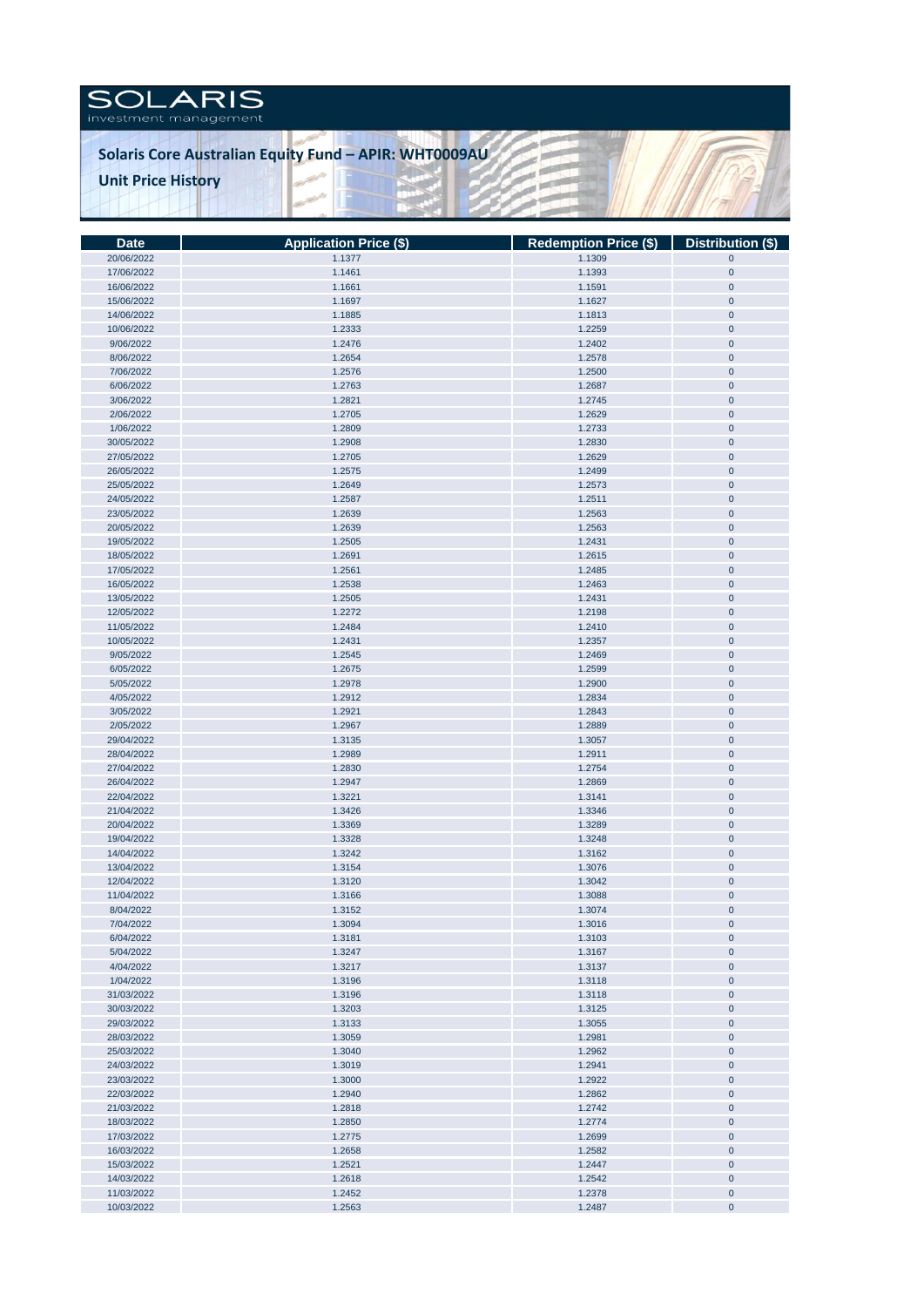SOLARIS
investment management

# Solaris Core Australian Equity Fund – APIR: WHT0009AU

## Unit Price History

| Date | Application Price ($) | Redemption Price ($) | Distribution ($) |
|---|---|---|---|
| 20/06/2022 | 1.1377 | 1.1309 | 0 |
| 17/06/2022 | 1.1461 | 1.1393 | 0 |
| 16/06/2022 | 1.1661 | 1.1591 | 0 |
| 15/06/2022 | 1.1697 | 1.1627 | 0 |
| 14/06/2022 | 1.1885 | 1.1813 | 0 |
| 10/06/2022 | 1.2333 | 1.2259 | 0 |
| 9/06/2022 | 1.2476 | 1.2402 | 0 |
| 8/06/2022 | 1.2654 | 1.2578 | 0 |
| 7/06/2022 | 1.2576 | 1.2500 | 0 |
| 6/06/2022 | 1.2763 | 1.2687 | 0 |
| 3/06/2022 | 1.2821 | 1.2745 | 0 |
| 2/06/2022 | 1.2705 | 1.2629 | 0 |
| 1/06/2022 | 1.2809 | 1.2733 | 0 |
| 30/05/2022 | 1.2908 | 1.2830 | 0 |
| 27/05/2022 | 1.2705 | 1.2629 | 0 |
| 26/05/2022 | 1.2575 | 1.2499 | 0 |
| 25/05/2022 | 1.2649 | 1.2573 | 0 |
| 24/05/2022 | 1.2587 | 1.2511 | 0 |
| 23/05/2022 | 1.2639 | 1.2563 | 0 |
| 20/05/2022 | 1.2639 | 1.2563 | 0 |
| 19/05/2022 | 1.2505 | 1.2431 | 0 |
| 18/05/2022 | 1.2691 | 1.2615 | 0 |
| 17/05/2022 | 1.2561 | 1.2485 | 0 |
| 16/05/2022 | 1.2538 | 1.2463 | 0 |
| 13/05/2022 | 1.2505 | 1.2431 | 0 |
| 12/05/2022 | 1.2272 | 1.2198 | 0 |
| 11/05/2022 | 1.2484 | 1.2410 | 0 |
| 10/05/2022 | 1.2431 | 1.2357 | 0 |
| 9/05/2022 | 1.2545 | 1.2469 | 0 |
| 6/05/2022 | 1.2675 | 1.2599 | 0 |
| 5/05/2022 | 1.2978 | 1.2900 | 0 |
| 4/05/2022 | 1.2912 | 1.2834 | 0 |
| 3/05/2022 | 1.2921 | 1.2843 | 0 |
| 2/05/2022 | 1.2967 | 1.2889 | 0 |
| 29/04/2022 | 1.3135 | 1.3057 | 0 |
| 28/04/2022 | 1.2989 | 1.2911 | 0 |
| 27/04/2022 | 1.2830 | 1.2754 | 0 |
| 26/04/2022 | 1.2947 | 1.2869 | 0 |
| 22/04/2022 | 1.3221 | 1.3141 | 0 |
| 21/04/2022 | 1.3426 | 1.3346 | 0 |
| 20/04/2022 | 1.3369 | 1.3289 | 0 |
| 19/04/2022 | 1.3328 | 1.3248 | 0 |
| 14/04/2022 | 1.3242 | 1.3162 | 0 |
| 13/04/2022 | 1.3154 | 1.3076 | 0 |
| 12/04/2022 | 1.3120 | 1.3042 | 0 |
| 11/04/2022 | 1.3166 | 1.3088 | 0 |
| 8/04/2022 | 1.3152 | 1.3074 | 0 |
| 7/04/2022 | 1.3094 | 1.3016 | 0 |
| 6/04/2022 | 1.3181 | 1.3103 | 0 |
| 5/04/2022 | 1.3247 | 1.3167 | 0 |
| 4/04/2022 | 1.3217 | 1.3137 | 0 |
| 1/04/2022 | 1.3196 | 1.3118 | 0 |
| 31/03/2022 | 1.3196 | 1.3118 | 0 |
| 30/03/2022 | 1.3203 | 1.3125 | 0 |
| 29/03/2022 | 1.3133 | 1.3055 | 0 |
| 28/03/2022 | 1.3059 | 1.2981 | 0 |
| 25/03/2022 | 1.3040 | 1.2962 | 0 |
| 24/03/2022 | 1.3019 | 1.2941 | 0 |
| 23/03/2022 | 1.3000 | 1.2922 | 0 |
| 22/03/2022 | 1.2940 | 1.2862 | 0 |
| 21/03/2022 | 1.2818 | 1.2742 | 0 |
| 18/03/2022 | 1.2850 | 1.2774 | 0 |
| 17/03/2022 | 1.2775 | 1.2699 | 0 |
| 16/03/2022 | 1.2658 | 1.2582 | 0 |
| 15/03/2022 | 1.2521 | 1.2447 | 0 |
| 14/03/2022 | 1.2618 | 1.2542 | 0 |
| 11/03/2022 | 1.2452 | 1.2378 | 0 |
| 10/03/2022 | 1.2563 | 1.2487 | 0 |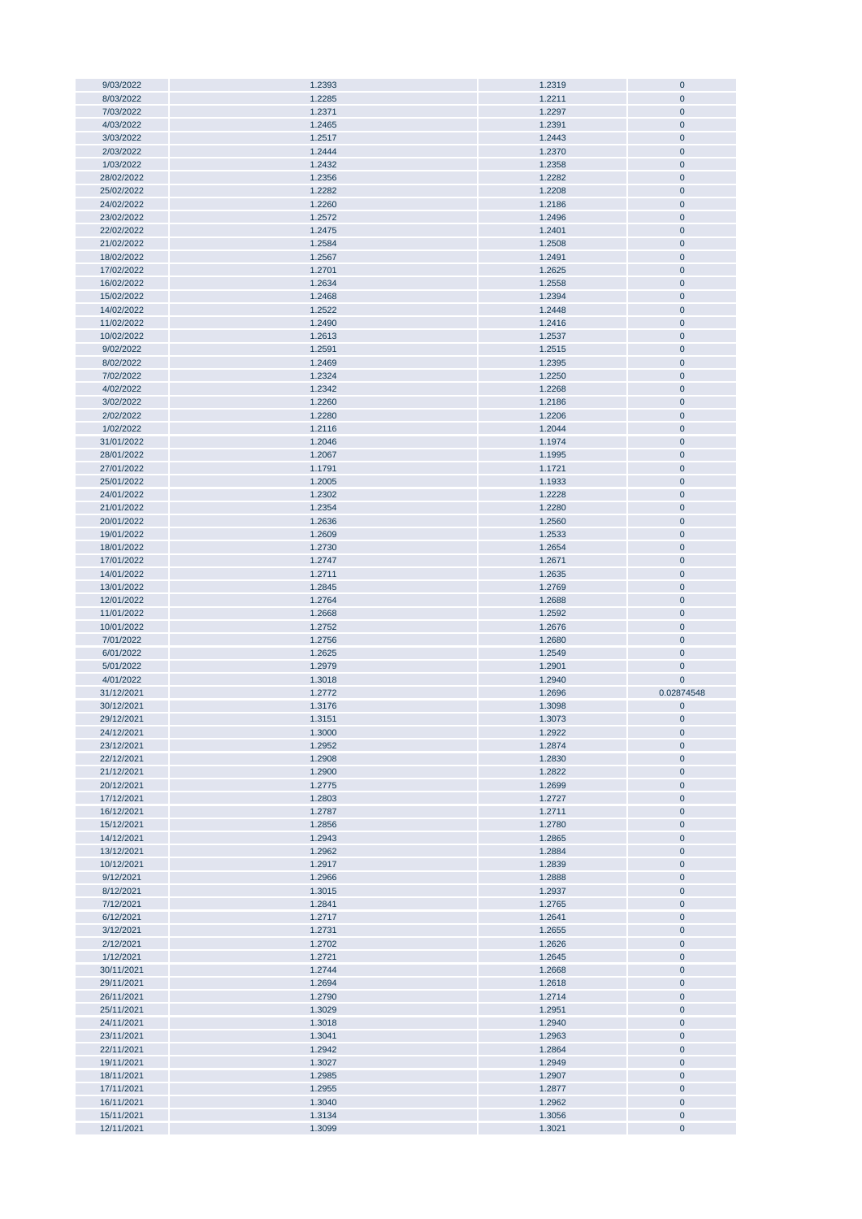| | | | |
|---|---|---|---|
| 9/03/2022 | 1.2393 | 1.2319 | 0 |
| 8/03/2022 | 1.2285 | 1.2211 | 0 |
| 7/03/2022 | 1.2371 | 1.2297 | 0 |
| 4/03/2022 | 1.2465 | 1.2391 | 0 |
| 3/03/2022 | 1.2517 | 1.2443 | 0 |
| 2/03/2022 | 1.2444 | 1.2370 | 0 |
| 1/03/2022 | 1.2432 | 1.2358 | 0 |
| 28/02/2022 | 1.2356 | 1.2282 | 0 |
| 25/02/2022 | 1.2282 | 1.2208 | 0 |
| 24/02/2022 | 1.2260 | 1.2186 | 0 |
| 23/02/2022 | 1.2572 | 1.2496 | 0 |
| 22/02/2022 | 1.2475 | 1.2401 | 0 |
| 21/02/2022 | 1.2584 | 1.2508 | 0 |
| 18/02/2022 | 1.2567 | 1.2491 | 0 |
| 17/02/2022 | 1.2701 | 1.2625 | 0 |
| 16/02/2022 | 1.2634 | 1.2558 | 0 |
| 15/02/2022 | 1.2468 | 1.2394 | 0 |
| 14/02/2022 | 1.2522 | 1.2448 | 0 |
| 11/02/2022 | 1.2490 | 1.2416 | 0 |
| 10/02/2022 | 1.2613 | 1.2537 | 0 |
| 9/02/2022 | 1.2591 | 1.2515 | 0 |
| 8/02/2022 | 1.2469 | 1.2395 | 0 |
| 7/02/2022 | 1.2324 | 1.2250 | 0 |
| 4/02/2022 | 1.2342 | 1.2268 | 0 |
| 3/02/2022 | 1.2260 | 1.2186 | 0 |
| 2/02/2022 | 1.2280 | 1.2206 | 0 |
| 1/02/2022 | 1.2116 | 1.2044 | 0 |
| 31/01/2022 | 1.2046 | 1.1974 | 0 |
| 28/01/2022 | 1.2067 | 1.1995 | 0 |
| 27/01/2022 | 1.1791 | 1.1721 | 0 |
| 25/01/2022 | 1.2005 | 1.1933 | 0 |
| 24/01/2022 | 1.2302 | 1.2228 | 0 |
| 21/01/2022 | 1.2354 | 1.2280 | 0 |
| 20/01/2022 | 1.2636 | 1.2560 | 0 |
| 19/01/2022 | 1.2609 | 1.2533 | 0 |
| 18/01/2022 | 1.2730 | 1.2654 | 0 |
| 17/01/2022 | 1.2747 | 1.2671 | 0 |
| 14/01/2022 | 1.2711 | 1.2635 | 0 |
| 13/01/2022 | 1.2845 | 1.2769 | 0 |
| 12/01/2022 | 1.2764 | 1.2688 | 0 |
| 11/01/2022 | 1.2668 | 1.2592 | 0 |
| 10/01/2022 | 1.2752 | 1.2676 | 0 |
| 7/01/2022 | 1.2756 | 1.2680 | 0 |
| 6/01/2022 | 1.2625 | 1.2549 | 0 |
| 5/01/2022 | 1.2979 | 1.2901 | 0 |
| 4/01/2022 | 1.3018 | 1.2940 | 0 |
| 31/12/2021 | 1.2772 | 1.2696 | 0.02874548 |
| 30/12/2021 | 1.3176 | 1.3098 | 0 |
| 29/12/2021 | 1.3151 | 1.3073 | 0 |
| 24/12/2021 | 1.3000 | 1.2922 | 0 |
| 23/12/2021 | 1.2952 | 1.2874 | 0 |
| 22/12/2021 | 1.2908 | 1.2830 | 0 |
| 21/12/2021 | 1.2900 | 1.2822 | 0 |
| 20/12/2021 | 1.2775 | 1.2699 | 0 |
| 17/12/2021 | 1.2803 | 1.2727 | 0 |
| 16/12/2021 | 1.2787 | 1.2711 | 0 |
| 15/12/2021 | 1.2856 | 1.2780 | 0 |
| 14/12/2021 | 1.2943 | 1.2865 | 0 |
| 13/12/2021 | 1.2962 | 1.2884 | 0 |
| 10/12/2021 | 1.2917 | 1.2839 | 0 |
| 9/12/2021 | 1.2966 | 1.2888 | 0 |
| 8/12/2021 | 1.3015 | 1.2937 | 0 |
| 7/12/2021 | 1.2841 | 1.2765 | 0 |
| 6/12/2021 | 1.2717 | 1.2641 | 0 |
| 3/12/2021 | 1.2731 | 1.2655 | 0 |
| 2/12/2021 | 1.2702 | 1.2626 | 0 |
| 1/12/2021 | 1.2721 | 1.2645 | 0 |
| 30/11/2021 | 1.2744 | 1.2668 | 0 |
| 29/11/2021 | 1.2694 | 1.2618 | 0 |
| 26/11/2021 | 1.2790 | 1.2714 | 0 |
| 25/11/2021 | 1.3029 | 1.2951 | 0 |
| 24/11/2021 | 1.3018 | 1.2940 | 0 |
| 23/11/2021 | 1.3041 | 1.2963 | 0 |
| 22/11/2021 | 1.2942 | 1.2864 | 0 |
| 19/11/2021 | 1.3027 | 1.2949 | 0 |
| 18/11/2021 | 1.2985 | 1.2907 | 0 |
| 17/11/2021 | 1.2955 | 1.2877 | 0 |
| 16/11/2021 | 1.3040 | 1.2962 | 0 |
| 15/11/2021 | 1.3134 | 1.3056 | 0 |
| 12/11/2021 | 1.3099 | 1.3021 | 0 |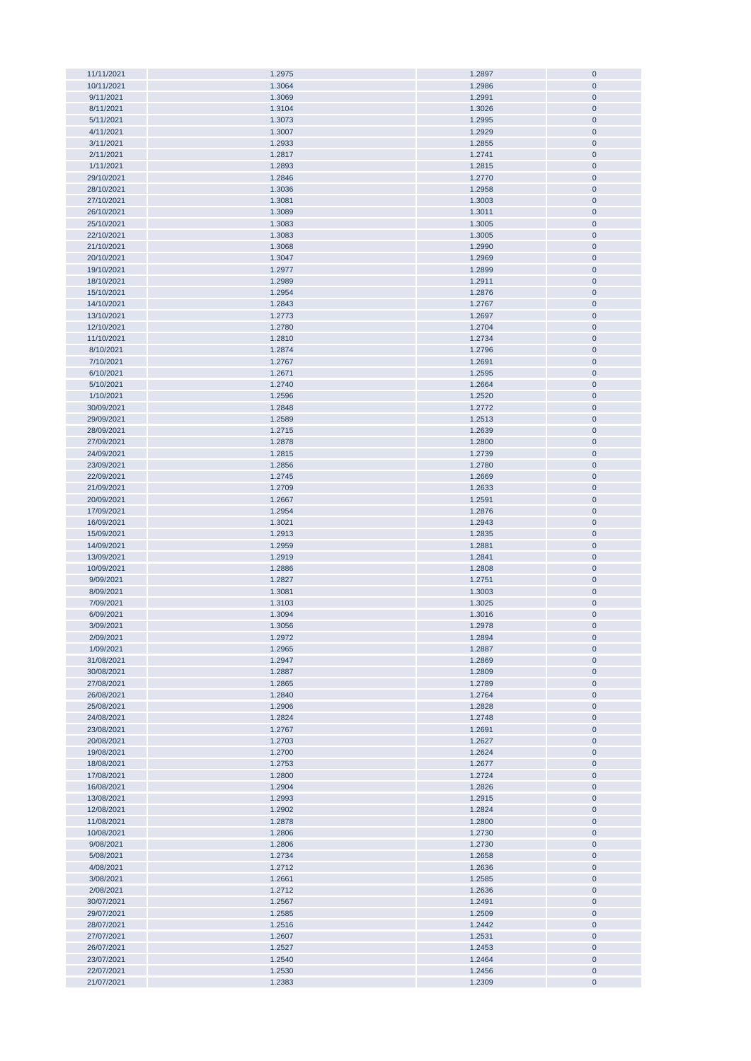| | | | |
|---|---|---|---|
| 11/11/2021 | 1.2975 | 1.2897 | 0 |
| 10/11/2021 | 1.3064 | 1.2986 | 0 |
| 9/11/2021 | 1.3069 | 1.2991 | 0 |
| 8/11/2021 | 1.3104 | 1.3026 | 0 |
| 5/11/2021 | 1.3073 | 1.2995 | 0 |
| 4/11/2021 | 1.3007 | 1.2929 | 0 |
| 3/11/2021 | 1.2933 | 1.2855 | 0 |
| 2/11/2021 | 1.2817 | 1.2741 | 0 |
| 1/11/2021 | 1.2893 | 1.2815 | 0 |
| 29/10/2021 | 1.2846 | 1.2770 | 0 |
| 28/10/2021 | 1.3036 | 1.2958 | 0 |
| 27/10/2021 | 1.3081 | 1.3003 | 0 |
| 26/10/2021 | 1.3089 | 1.3011 | 0 |
| 25/10/2021 | 1.3083 | 1.3005 | 0 |
| 22/10/2021 | 1.3083 | 1.3005 | 0 |
| 21/10/2021 | 1.3068 | 1.2990 | 0 |
| 20/10/2021 | 1.3047 | 1.2969 | 0 |
| 19/10/2021 | 1.2977 | 1.2899 | 0 |
| 18/10/2021 | 1.2989 | 1.2911 | 0 |
| 15/10/2021 | 1.2954 | 1.2876 | 0 |
| 14/10/2021 | 1.2843 | 1.2767 | 0 |
| 13/10/2021 | 1.2773 | 1.2697 | 0 |
| 12/10/2021 | 1.2780 | 1.2704 | 0 |
| 11/10/2021 | 1.2810 | 1.2734 | 0 |
| 8/10/2021 | 1.2874 | 1.2796 | 0 |
| 7/10/2021 | 1.2767 | 1.2691 | 0 |
| 6/10/2021 | 1.2671 | 1.2595 | 0 |
| 5/10/2021 | 1.2740 | 1.2664 | 0 |
| 1/10/2021 | 1.2596 | 1.2520 | 0 |
| 30/09/2021 | 1.2848 | 1.2772 | 0 |
| 29/09/2021 | 1.2589 | 1.2513 | 0 |
| 28/09/2021 | 1.2715 | 1.2639 | 0 |
| 27/09/2021 | 1.2878 | 1.2800 | 0 |
| 24/09/2021 | 1.2815 | 1.2739 | 0 |
| 23/09/2021 | 1.2856 | 1.2780 | 0 |
| 22/09/2021 | 1.2745 | 1.2669 | 0 |
| 21/09/2021 | 1.2709 | 1.2633 | 0 |
| 20/09/2021 | 1.2667 | 1.2591 | 0 |
| 17/09/2021 | 1.2954 | 1.2876 | 0 |
| 16/09/2021 | 1.3021 | 1.2943 | 0 |
| 15/09/2021 | 1.2913 | 1.2835 | 0 |
| 14/09/2021 | 1.2959 | 1.2881 | 0 |
| 13/09/2021 | 1.2919 | 1.2841 | 0 |
| 10/09/2021 | 1.2886 | 1.2808 | 0 |
| 9/09/2021 | 1.2827 | 1.2751 | 0 |
| 8/09/2021 | 1.3081 | 1.3003 | 0 |
| 7/09/2021 | 1.3103 | 1.3025 | 0 |
| 6/09/2021 | 1.3094 | 1.3016 | 0 |
| 3/09/2021 | 1.3056 | 1.2978 | 0 |
| 2/09/2021 | 1.2972 | 1.2894 | 0 |
| 1/09/2021 | 1.2965 | 1.2887 | 0 |
| 31/08/2021 | 1.2947 | 1.2869 | 0 |
| 30/08/2021 | 1.2887 | 1.2809 | 0 |
| 27/08/2021 | 1.2865 | 1.2789 | 0 |
| 26/08/2021 | 1.2840 | 1.2764 | 0 |
| 25/08/2021 | 1.2906 | 1.2828 | 0 |
| 24/08/2021 | 1.2824 | 1.2748 | 0 |
| 23/08/2021 | 1.2767 | 1.2691 | 0 |
| 20/08/2021 | 1.2703 | 1.2627 | 0 |
| 19/08/2021 | 1.2700 | 1.2624 | 0 |
| 18/08/2021 | 1.2753 | 1.2677 | 0 |
| 17/08/2021 | 1.2800 | 1.2724 | 0 |
| 16/08/2021 | 1.2904 | 1.2826 | 0 |
| 13/08/2021 | 1.2993 | 1.2915 | 0 |
| 12/08/2021 | 1.2902 | 1.2824 | 0 |
| 11/08/2021 | 1.2878 | 1.2800 | 0 |
| 10/08/2021 | 1.2806 | 1.2730 | 0 |
| 9/08/2021 | 1.2806 | 1.2730 | 0 |
| 5/08/2021 | 1.2734 | 1.2658 | 0 |
| 4/08/2021 | 1.2712 | 1.2636 | 0 |
| 3/08/2021 | 1.2661 | 1.2585 | 0 |
| 2/08/2021 | 1.2712 | 1.2636 | 0 |
| 30/07/2021 | 1.2567 | 1.2491 | 0 |
| 29/07/2021 | 1.2585 | 1.2509 | 0 |
| 28/07/2021 | 1.2516 | 1.2442 | 0 |
| 27/07/2021 | 1.2607 | 1.2531 | 0 |
| 26/07/2021 | 1.2527 | 1.2453 | 0 |
| 23/07/2021 | 1.2540 | 1.2464 | 0 |
| 22/07/2021 | 1.2530 | 1.2456 | 0 |
| 21/07/2021 | 1.2383 | 1.2309 | 0 |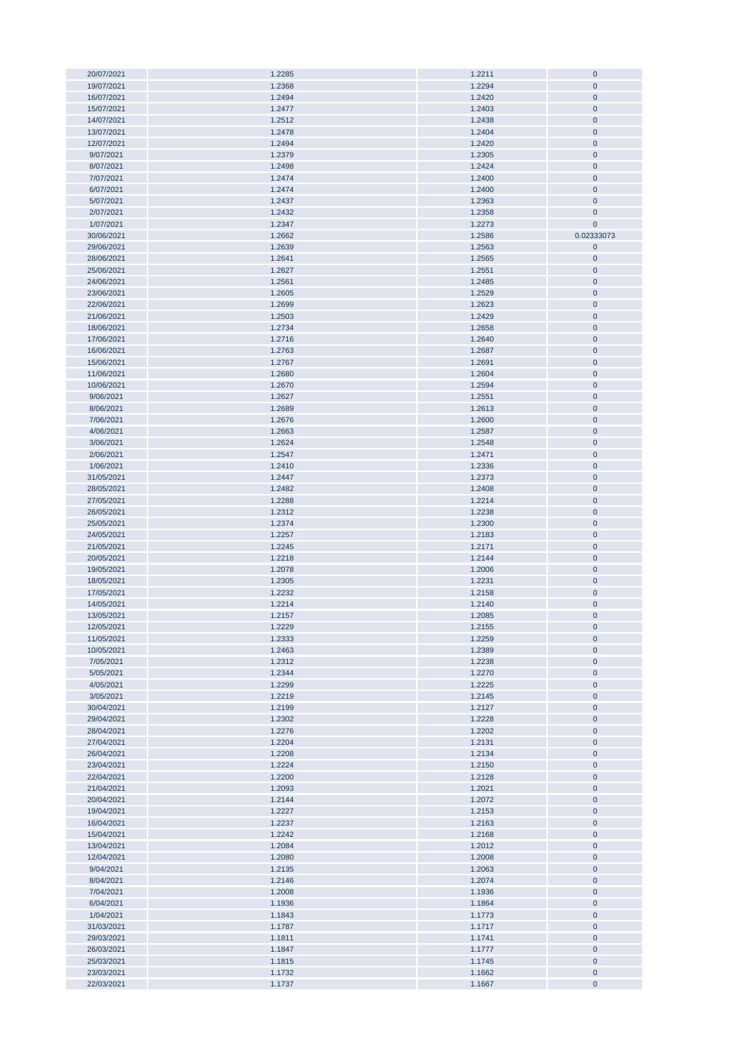| | | | |
|---|---|---|---|
| 20/07/2021 | 1.2285 | 1.2211 | 0 |
| 19/07/2021 | 1.2368 | 1.2294 | 0 |
| 16/07/2021 | 1.2494 | 1.2420 | 0 |
| 15/07/2021 | 1.2477 | 1.2403 | 0 |
| 14/07/2021 | 1.2512 | 1.2438 | 0 |
| 13/07/2021 | 1.2478 | 1.2404 | 0 |
| 12/07/2021 | 1.2494 | 1.2420 | 0 |
| 9/07/2021 | 1.2379 | 1.2305 | 0 |
| 8/07/2021 | 1.2498 | 1.2424 | 0 |
| 7/07/2021 | 1.2474 | 1.2400 | 0 |
| 6/07/2021 | 1.2474 | 1.2400 | 0 |
| 5/07/2021 | 1.2437 | 1.2363 | 0 |
| 2/07/2021 | 1.2432 | 1.2358 | 0 |
| 1/07/2021 | 1.2347 | 1.2273 | 0 |
| 30/06/2021 | 1.2662 | 1.2586 | 0.02333073 |
| 29/06/2021 | 1.2639 | 1.2563 | 0 |
| 28/06/2021 | 1.2641 | 1.2565 | 0 |
| 25/06/2021 | 1.2627 | 1.2551 | 0 |
| 24/06/2021 | 1.2561 | 1.2485 | 0 |
| 23/06/2021 | 1.2605 | 1.2529 | 0 |
| 22/06/2021 | 1.2699 | 1.2623 | 0 |
| 21/06/2021 | 1.2503 | 1.2429 | 0 |
| 18/06/2021 | 1.2734 | 1.2658 | 0 |
| 17/06/2021 | 1.2716 | 1.2640 | 0 |
| 16/06/2021 | 1.2763 | 1.2687 | 0 |
| 15/06/2021 | 1.2767 | 1.2691 | 0 |
| 11/06/2021 | 1.2680 | 1.2604 | 0 |
| 10/06/2021 | 1.2670 | 1.2594 | 0 |
| 9/06/2021 | 1.2627 | 1.2551 | 0 |
| 8/06/2021 | 1.2689 | 1.2613 | 0 |
| 7/06/2021 | 1.2676 | 1.2600 | 0 |
| 4/06/2021 | 1.2663 | 1.2587 | 0 |
| 3/06/2021 | 1.2624 | 1.2548 | 0 |
| 2/06/2021 | 1.2547 | 1.2471 | 0 |
| 1/06/2021 | 1.2410 | 1.2336 | 0 |
| 31/05/2021 | 1.2447 | 1.2373 | 0 |
| 28/05/2021 | 1.2482 | 1.2408 | 0 |
| 27/05/2021 | 1.2288 | 1.2214 | 0 |
| 26/05/2021 | 1.2312 | 1.2238 | 0 |
| 25/05/2021 | 1.2374 | 1.2300 | 0 |
| 24/05/2021 | 1.2257 | 1.2183 | 0 |
| 21/05/2021 | 1.2245 | 1.2171 | 0 |
| 20/05/2021 | 1.2218 | 1.2144 | 0 |
| 19/05/2021 | 1.2078 | 1.2006 | 0 |
| 18/05/2021 | 1.2305 | 1.2231 | 0 |
| 17/05/2021 | 1.2232 | 1.2158 | 0 |
| 14/05/2021 | 1.2214 | 1.2140 | 0 |
| 13/05/2021 | 1.2157 | 1.2085 | 0 |
| 12/05/2021 | 1.2229 | 1.2155 | 0 |
| 11/05/2021 | 1.2333 | 1.2259 | 0 |
| 10/05/2021 | 1.2463 | 1.2389 | 0 |
| 7/05/2021 | 1.2312 | 1.2238 | 0 |
| 5/05/2021 | 1.2344 | 1.2270 | 0 |
| 4/05/2021 | 1.2299 | 1.2225 | 0 |
| 3/05/2021 | 1.2219 | 1.2145 | 0 |
| 30/04/2021 | 1.2199 | 1.2127 | 0 |
| 29/04/2021 | 1.2302 | 1.2228 | 0 |
| 28/04/2021 | 1.2276 | 1.2202 | 0 |
| 27/04/2021 | 1.2204 | 1.2131 | 0 |
| 26/04/2021 | 1.2208 | 1.2134 | 0 |
| 23/04/2021 | 1.2224 | 1.2150 | 0 |
| 22/04/2021 | 1.2200 | 1.2128 | 0 |
| 21/04/2021 | 1.2093 | 1.2021 | 0 |
| 20/04/2021 | 1.2144 | 1.2072 | 0 |
| 19/04/2021 | 1.2227 | 1.2153 | 0 |
| 16/04/2021 | 1.2237 | 1.2163 | 0 |
| 15/04/2021 | 1.2242 | 1.2168 | 0 |
| 13/04/2021 | 1.2084 | 1.2012 | 0 |
| 12/04/2021 | 1.2080 | 1.2008 | 0 |
| 9/04/2021 | 1.2135 | 1.2063 | 0 |
| 8/04/2021 | 1.2146 | 1.2074 | 0 |
| 7/04/2021 | 1.2008 | 1.1936 | 0 |
| 6/04/2021 | 1.1936 | 1.1864 | 0 |
| 1/04/2021 | 1.1843 | 1.1773 | 0 |
| 31/03/2021 | 1.1787 | 1.1717 | 0 |
| 29/03/2021 | 1.1811 | 1.1741 | 0 |
| 26/03/2021 | 1.1847 | 1.1777 | 0 |
| 25/03/2021 | 1.1815 | 1.1745 | 0 |
| 23/03/2021 | 1.1732 | 1.1662 | 0 |
| 22/03/2021 | 1.1737 | 1.1667 | 0 |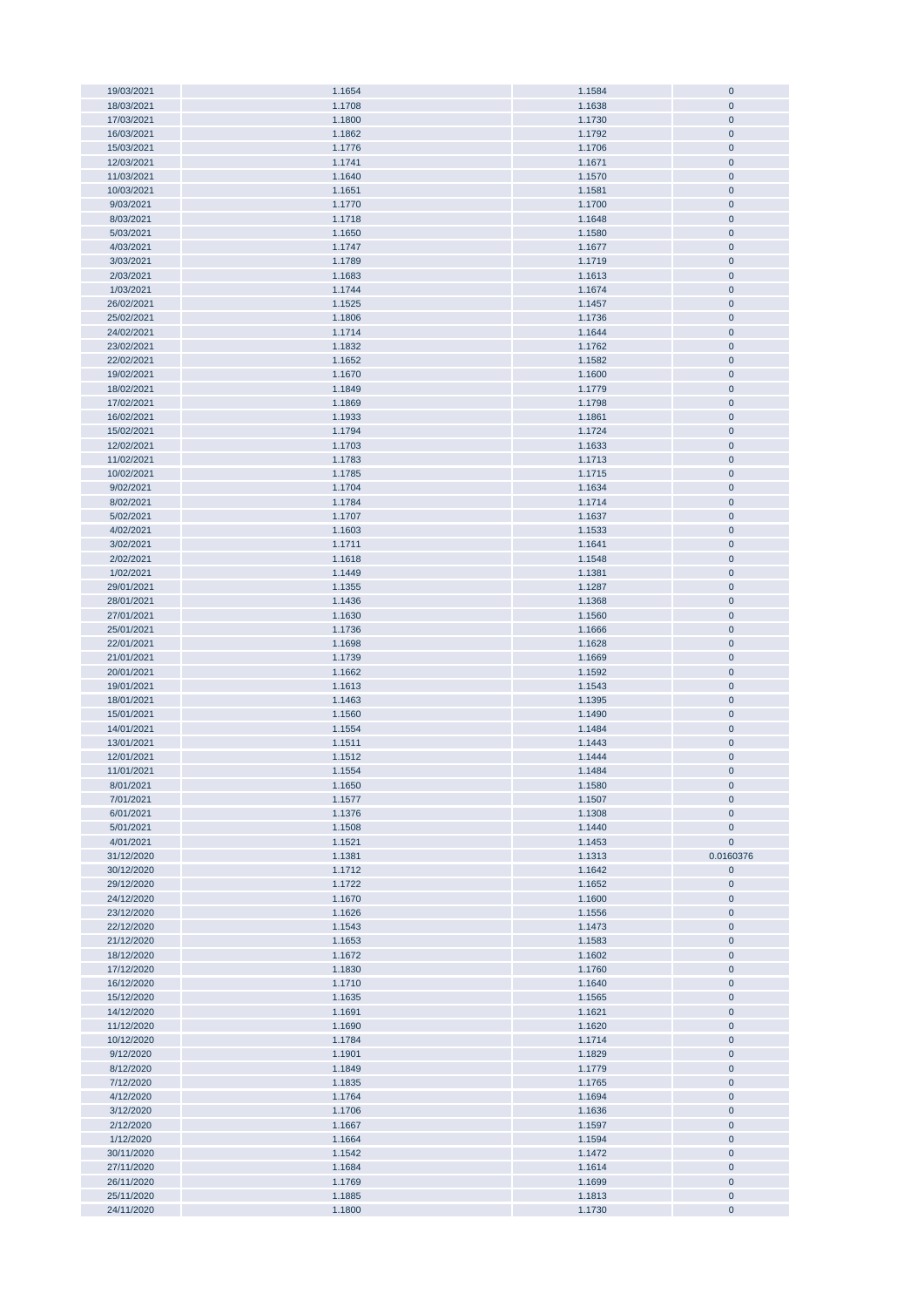| | | | |
|---|---|---|---|
| 19/03/2021 | 1.1654 | 1.1584 | 0 |
| 18/03/2021 | 1.1708 | 1.1638 | 0 |
| 17/03/2021 | 1.1800 | 1.1730 | 0 |
| 16/03/2021 | 1.1862 | 1.1792 | 0 |
| 15/03/2021 | 1.1776 | 1.1706 | 0 |
| 12/03/2021 | 1.1741 | 1.1671 | 0 |
| 11/03/2021 | 1.1640 | 1.1570 | 0 |
| 10/03/2021 | 1.1651 | 1.1581 | 0 |
| 9/03/2021 | 1.1770 | 1.1700 | 0 |
| 8/03/2021 | 1.1718 | 1.1648 | 0 |
| 5/03/2021 | 1.1650 | 1.1580 | 0 |
| 4/03/2021 | 1.1747 | 1.1677 | 0 |
| 3/03/2021 | 1.1789 | 1.1719 | 0 |
| 2/03/2021 | 1.1683 | 1.1613 | 0 |
| 1/03/2021 | 1.1744 | 1.1674 | 0 |
| 26/02/2021 | 1.1525 | 1.1457 | 0 |
| 25/02/2021 | 1.1806 | 1.1736 | 0 |
| 24/02/2021 | 1.1714 | 1.1644 | 0 |
| 23/02/2021 | 1.1832 | 1.1762 | 0 |
| 22/02/2021 | 1.1652 | 1.1582 | 0 |
| 19/02/2021 | 1.1670 | 1.1600 | 0 |
| 18/02/2021 | 1.1849 | 1.1779 | 0 |
| 17/02/2021 | 1.1869 | 1.1798 | 0 |
| 16/02/2021 | 1.1933 | 1.1861 | 0 |
| 15/02/2021 | 1.1794 | 1.1724 | 0 |
| 12/02/2021 | 1.1703 | 1.1633 | 0 |
| 11/02/2021 | 1.1783 | 1.1713 | 0 |
| 10/02/2021 | 1.1785 | 1.1715 | 0 |
| 9/02/2021 | 1.1704 | 1.1634 | 0 |
| 8/02/2021 | 1.1784 | 1.1714 | 0 |
| 5/02/2021 | 1.1707 | 1.1637 | 0 |
| 4/02/2021 | 1.1603 | 1.1533 | 0 |
| 3/02/2021 | 1.1711 | 1.1641 | 0 |
| 2/02/2021 | 1.1618 | 1.1548 | 0 |
| 1/02/2021 | 1.1449 | 1.1381 | 0 |
| 29/01/2021 | 1.1355 | 1.1287 | 0 |
| 28/01/2021 | 1.1436 | 1.1368 | 0 |
| 27/01/2021 | 1.1630 | 1.1560 | 0 |
| 25/01/2021 | 1.1736 | 1.1666 | 0 |
| 22/01/2021 | 1.1698 | 1.1628 | 0 |
| 21/01/2021 | 1.1739 | 1.1669 | 0 |
| 20/01/2021 | 1.1662 | 1.1592 | 0 |
| 19/01/2021 | 1.1613 | 1.1543 | 0 |
| 18/01/2021 | 1.1463 | 1.1395 | 0 |
| 15/01/2021 | 1.1560 | 1.1490 | 0 |
| 14/01/2021 | 1.1554 | 1.1484 | 0 |
| 13/01/2021 | 1.1511 | 1.1443 | 0 |
| 12/01/2021 | 1.1512 | 1.1444 | 0 |
| 11/01/2021 | 1.1554 | 1.1484 | 0 |
| 8/01/2021 | 1.1650 | 1.1580 | 0 |
| 7/01/2021 | 1.1577 | 1.1507 | 0 |
| 6/01/2021 | 1.1376 | 1.1308 | 0 |
| 5/01/2021 | 1.1508 | 1.1440 | 0 |
| 4/01/2021 | 1.1521 | 1.1453 | 0 |
| 31/12/2020 | 1.1381 | 1.1313 | 0.0160376 |
| 30/12/2020 | 1.1712 | 1.1642 | 0 |
| 29/12/2020 | 1.1722 | 1.1652 | 0 |
| 24/12/2020 | 1.1670 | 1.1600 | 0 |
| 23/12/2020 | 1.1626 | 1.1556 | 0 |
| 22/12/2020 | 1.1543 | 1.1473 | 0 |
| 21/12/2020 | 1.1653 | 1.1583 | 0 |
| 18/12/2020 | 1.1672 | 1.1602 | 0 |
| 17/12/2020 | 1.1830 | 1.1760 | 0 |
| 16/12/2020 | 1.1710 | 1.1640 | 0 |
| 15/12/2020 | 1.1635 | 1.1565 | 0 |
| 14/12/2020 | 1.1691 | 1.1621 | 0 |
| 11/12/2020 | 1.1690 | 1.1620 | 0 |
| 10/12/2020 | 1.1784 | 1.1714 | 0 |
| 9/12/2020 | 1.1901 | 1.1829 | 0 |
| 8/12/2020 | 1.1849 | 1.1779 | 0 |
| 7/12/2020 | 1.1835 | 1.1765 | 0 |
| 4/12/2020 | 1.1764 | 1.1694 | 0 |
| 3/12/2020 | 1.1706 | 1.1636 | 0 |
| 2/12/2020 | 1.1667 | 1.1597 | 0 |
| 1/12/2020 | 1.1664 | 1.1594 | 0 |
| 30/11/2020 | 1.1542 | 1.1472 | 0 |
| 27/11/2020 | 1.1684 | 1.1614 | 0 |
| 26/11/2020 | 1.1769 | 1.1699 | 0 |
| 25/11/2020 | 1.1885 | 1.1813 | 0 |
| 24/11/2020 | 1.1800 | 1.1730 | 0 |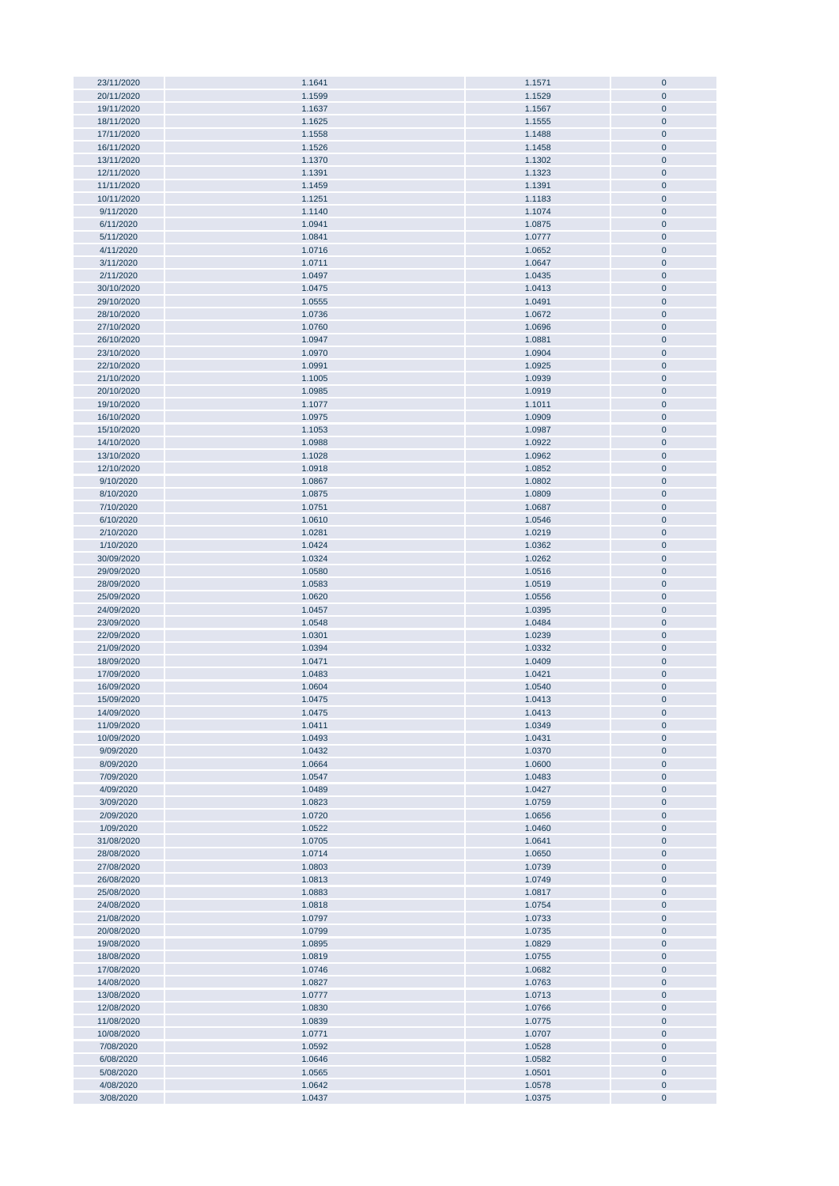| | | | |
|---|---|---|---|
| 23/11/2020 | 1.1641 | 1.1571 | 0 |
| 20/11/2020 | 1.1599 | 1.1529 | 0 |
| 19/11/2020 | 1.1637 | 1.1567 | 0 |
| 18/11/2020 | 1.1625 | 1.1555 | 0 |
| 17/11/2020 | 1.1558 | 1.1488 | 0 |
| 16/11/2020 | 1.1526 | 1.1458 | 0 |
| 13/11/2020 | 1.1370 | 1.1302 | 0 |
| 12/11/2020 | 1.1391 | 1.1323 | 0 |
| 11/11/2020 | 1.1459 | 1.1391 | 0 |
| 10/11/2020 | 1.1251 | 1.1183 | 0 |
| 9/11/2020 | 1.1140 | 1.1074 | 0 |
| 6/11/2020 | 1.0941 | 1.0875 | 0 |
| 5/11/2020 | 1.0841 | 1.0777 | 0 |
| 4/11/2020 | 1.0716 | 1.0652 | 0 |
| 3/11/2020 | 1.0711 | 1.0647 | 0 |
| 2/11/2020 | 1.0497 | 1.0435 | 0 |
| 30/10/2020 | 1.0475 | 1.0413 | 0 |
| 29/10/2020 | 1.0555 | 1.0491 | 0 |
| 28/10/2020 | 1.0736 | 1.0672 | 0 |
| 27/10/2020 | 1.0760 | 1.0696 | 0 |
| 26/10/2020 | 1.0947 | 1.0881 | 0 |
| 23/10/2020 | 1.0970 | 1.0904 | 0 |
| 22/10/2020 | 1.0991 | 1.0925 | 0 |
| 21/10/2020 | 1.1005 | 1.0939 | 0 |
| 20/10/2020 | 1.0985 | 1.0919 | 0 |
| 19/10/2020 | 1.1077 | 1.1011 | 0 |
| 16/10/2020 | 1.0975 | 1.0909 | 0 |
| 15/10/2020 | 1.1053 | 1.0987 | 0 |
| 14/10/2020 | 1.0988 | 1.0922 | 0 |
| 13/10/2020 | 1.1028 | 1.0962 | 0 |
| 12/10/2020 | 1.0918 | 1.0852 | 0 |
| 9/10/2020 | 1.0867 | 1.0802 | 0 |
| 8/10/2020 | 1.0875 | 1.0809 | 0 |
| 7/10/2020 | 1.0751 | 1.0687 | 0 |
| 6/10/2020 | 1.0610 | 1.0546 | 0 |
| 2/10/2020 | 1.0281 | 1.0219 | 0 |
| 1/10/2020 | 1.0424 | 1.0362 | 0 |
| 30/09/2020 | 1.0324 | 1.0262 | 0 |
| 29/09/2020 | 1.0580 | 1.0516 | 0 |
| 28/09/2020 | 1.0583 | 1.0519 | 0 |
| 25/09/2020 | 1.0620 | 1.0556 | 0 |
| 24/09/2020 | 1.0457 | 1.0395 | 0 |
| 23/09/2020 | 1.0548 | 1.0484 | 0 |
| 22/09/2020 | 1.0301 | 1.0239 | 0 |
| 21/09/2020 | 1.0394 | 1.0332 | 0 |
| 18/09/2020 | 1.0471 | 1.0409 | 0 |
| 17/09/2020 | 1.0483 | 1.0421 | 0 |
| 16/09/2020 | 1.0604 | 1.0540 | 0 |
| 15/09/2020 | 1.0475 | 1.0413 | 0 |
| 14/09/2020 | 1.0475 | 1.0413 | 0 |
| 11/09/2020 | 1.0411 | 1.0349 | 0 |
| 10/09/2020 | 1.0493 | 1.0431 | 0 |
| 9/09/2020 | 1.0432 | 1.0370 | 0 |
| 8/09/2020 | 1.0664 | 1.0600 | 0 |
| 7/09/2020 | 1.0547 | 1.0483 | 0 |
| 4/09/2020 | 1.0489 | 1.0427 | 0 |
| 3/09/2020 | 1.0823 | 1.0759 | 0 |
| 2/09/2020 | 1.0720 | 1.0656 | 0 |
| 1/09/2020 | 1.0522 | 1.0460 | 0 |
| 31/08/2020 | 1.0705 | 1.0641 | 0 |
| 28/08/2020 | 1.0714 | 1.0650 | 0 |
| 27/08/2020 | 1.0803 | 1.0739 | 0 |
| 26/08/2020 | 1.0813 | 1.0749 | 0 |
| 25/08/2020 | 1.0883 | 1.0817 | 0 |
| 24/08/2020 | 1.0818 | 1.0754 | 0 |
| 21/08/2020 | 1.0797 | 1.0733 | 0 |
| 20/08/2020 | 1.0799 | 1.0735 | 0 |
| 19/08/2020 | 1.0895 | 1.0829 | 0 |
| 18/08/2020 | 1.0819 | 1.0755 | 0 |
| 17/08/2020 | 1.0746 | 1.0682 | 0 |
| 14/08/2020 | 1.0827 | 1.0763 | 0 |
| 13/08/2020 | 1.0777 | 1.0713 | 0 |
| 12/08/2020 | 1.0830 | 1.0766 | 0 |
| 11/08/2020 | 1.0839 | 1.0775 | 0 |
| 10/08/2020 | 1.0771 | 1.0707 | 0 |
| 7/08/2020 | 1.0592 | 1.0528 | 0 |
| 6/08/2020 | 1.0646 | 1.0582 | 0 |
| 5/08/2020 | 1.0565 | 1.0501 | 0 |
| 4/08/2020 | 1.0642 | 1.0578 | 0 |
| 3/08/2020 | 1.0437 | 1.0375 | 0 |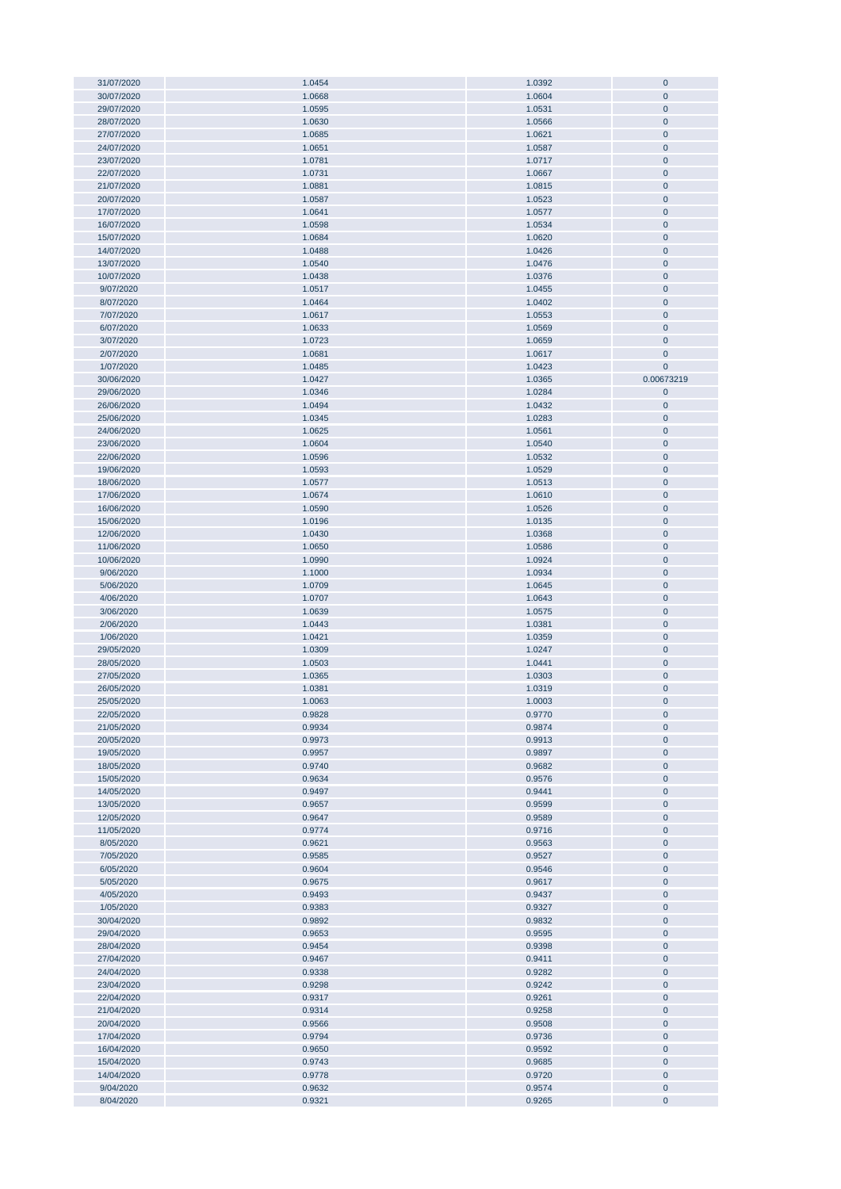| | | | |
|---|---|---|---|
| 31/07/2020 | 1.0454 | 1.0392 | 0 |
| 30/07/2020 | 1.0668 | 1.0604 | 0 |
| 29/07/2020 | 1.0595 | 1.0531 | 0 |
| 28/07/2020 | 1.0630 | 1.0566 | 0 |
| 27/07/2020 | 1.0685 | 1.0621 | 0 |
| 24/07/2020 | 1.0651 | 1.0587 | 0 |
| 23/07/2020 | 1.0781 | 1.0717 | 0 |
| 22/07/2020 | 1.0731 | 1.0667 | 0 |
| 21/07/2020 | 1.0881 | 1.0815 | 0 |
| 20/07/2020 | 1.0587 | 1.0523 | 0 |
| 17/07/2020 | 1.0641 | 1.0577 | 0 |
| 16/07/2020 | 1.0598 | 1.0534 | 0 |
| 15/07/2020 | 1.0684 | 1.0620 | 0 |
| 14/07/2020 | 1.0488 | 1.0426 | 0 |
| 13/07/2020 | 1.0540 | 1.0476 | 0 |
| 10/07/2020 | 1.0438 | 1.0376 | 0 |
| 9/07/2020 | 1.0517 | 1.0455 | 0 |
| 8/07/2020 | 1.0464 | 1.0402 | 0 |
| 7/07/2020 | 1.0617 | 1.0553 | 0 |
| 6/07/2020 | 1.0633 | 1.0569 | 0 |
| 3/07/2020 | 1.0723 | 1.0659 | 0 |
| 2/07/2020 | 1.0681 | 1.0617 | 0 |
| 1/07/2020 | 1.0485 | 1.0423 | 0 |
| 30/06/2020 | 1.0427 | 1.0365 | 0.00673219 |
| 29/06/2020 | 1.0346 | 1.0284 | 0 |
| 26/06/2020 | 1.0494 | 1.0432 | 0 |
| 25/06/2020 | 1.0345 | 1.0283 | 0 |
| 24/06/2020 | 1.0625 | 1.0561 | 0 |
| 23/06/2020 | 1.0604 | 1.0540 | 0 |
| 22/06/2020 | 1.0596 | 1.0532 | 0 |
| 19/06/2020 | 1.0593 | 1.0529 | 0 |
| 18/06/2020 | 1.0577 | 1.0513 | 0 |
| 17/06/2020 | 1.0674 | 1.0610 | 0 |
| 16/06/2020 | 1.0590 | 1.0526 | 0 |
| 15/06/2020 | 1.0196 | 1.0135 | 0 |
| 12/06/2020 | 1.0430 | 1.0368 | 0 |
| 11/06/2020 | 1.0650 | 1.0586 | 0 |
| 10/06/2020 | 1.0990 | 1.0924 | 0 |
| 9/06/2020 | 1.1000 | 1.0934 | 0 |
| 5/06/2020 | 1.0709 | 1.0645 | 0 |
| 4/06/2020 | 1.0707 | 1.0643 | 0 |
| 3/06/2020 | 1.0639 | 1.0575 | 0 |
| 2/06/2020 | 1.0443 | 1.0381 | 0 |
| 1/06/2020 | 1.0421 | 1.0359 | 0 |
| 29/05/2020 | 1.0309 | 1.0247 | 0 |
| 28/05/2020 | 1.0503 | 1.0441 | 0 |
| 27/05/2020 | 1.0365 | 1.0303 | 0 |
| 26/05/2020 | 1.0381 | 1.0319 | 0 |
| 25/05/2020 | 1.0063 | 1.0003 | 0 |
| 22/05/2020 | 0.9828 | 0.9770 | 0 |
| 21/05/2020 | 0.9934 | 0.9874 | 0 |
| 20/05/2020 | 0.9973 | 0.9913 | 0 |
| 19/05/2020 | 0.9957 | 0.9897 | 0 |
| 18/05/2020 | 0.9740 | 0.9682 | 0 |
| 15/05/2020 | 0.9634 | 0.9576 | 0 |
| 14/05/2020 | 0.9497 | 0.9441 | 0 |
| 13/05/2020 | 0.9657 | 0.9599 | 0 |
| 12/05/2020 | 0.9647 | 0.9589 | 0 |
| 11/05/2020 | 0.9774 | 0.9716 | 0 |
| 8/05/2020 | 0.9621 | 0.9563 | 0 |
| 7/05/2020 | 0.9585 | 0.9527 | 0 |
| 6/05/2020 | 0.9604 | 0.9546 | 0 |
| 5/05/2020 | 0.9675 | 0.9617 | 0 |
| 4/05/2020 | 0.9493 | 0.9437 | 0 |
| 1/05/2020 | 0.9383 | 0.9327 | 0 |
| 30/04/2020 | 0.9892 | 0.9832 | 0 |
| 29/04/2020 | 0.9653 | 0.9595 | 0 |
| 28/04/2020 | 0.9454 | 0.9398 | 0 |
| 27/04/2020 | 0.9467 | 0.9411 | 0 |
| 24/04/2020 | 0.9338 | 0.9282 | 0 |
| 23/04/2020 | 0.9298 | 0.9242 | 0 |
| 22/04/2020 | 0.9317 | 0.9261 | 0 |
| 21/04/2020 | 0.9314 | 0.9258 | 0 |
| 20/04/2020 | 0.9566 | 0.9508 | 0 |
| 17/04/2020 | 0.9794 | 0.9736 | 0 |
| 16/04/2020 | 0.9650 | 0.9592 | 0 |
| 15/04/2020 | 0.9743 | 0.9685 | 0 |
| 14/04/2020 | 0.9778 | 0.9720 | 0 |
| 9/04/2020 | 0.9632 | 0.9574 | 0 |
| 8/04/2020 | 0.9321 | 0.9265 | 0 |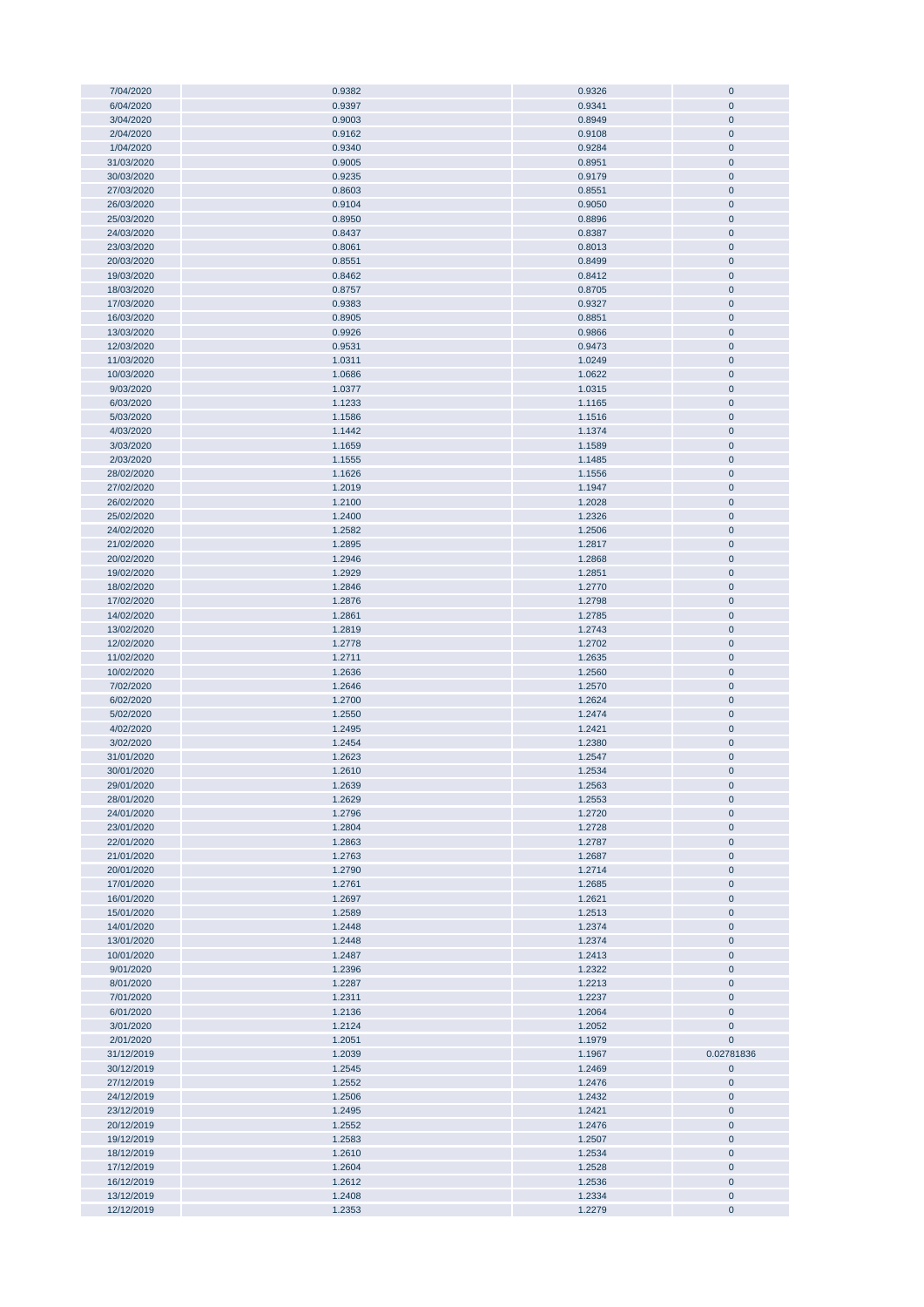| | | | |
|---|---|---|---|
| 7/04/2020 | 0.9382 | 0.9326 | 0 |
| 6/04/2020 | 0.9397 | 0.9341 | 0 |
| 3/04/2020 | 0.9003 | 0.8949 | 0 |
| 2/04/2020 | 0.9162 | 0.9108 | 0 |
| 1/04/2020 | 0.9340 | 0.9284 | 0 |
| 31/03/2020 | 0.9005 | 0.8951 | 0 |
| 30/03/2020 | 0.9235 | 0.9179 | 0 |
| 27/03/2020 | 0.8603 | 0.8551 | 0 |
| 26/03/2020 | 0.9104 | 0.9050 | 0 |
| 25/03/2020 | 0.8950 | 0.8896 | 0 |
| 24/03/2020 | 0.8437 | 0.8387 | 0 |
| 23/03/2020 | 0.8061 | 0.8013 | 0 |
| 20/03/2020 | 0.8551 | 0.8499 | 0 |
| 19/03/2020 | 0.8462 | 0.8412 | 0 |
| 18/03/2020 | 0.8757 | 0.8705 | 0 |
| 17/03/2020 | 0.9383 | 0.9327 | 0 |
| 16/03/2020 | 0.8905 | 0.8851 | 0 |
| 13/03/2020 | 0.9926 | 0.9866 | 0 |
| 12/03/2020 | 0.9531 | 0.9473 | 0 |
| 11/03/2020 | 1.0311 | 1.0249 | 0 |
| 10/03/2020 | 1.0686 | 1.0622 | 0 |
| 9/03/2020 | 1.0377 | 1.0315 | 0 |
| 6/03/2020 | 1.1233 | 1.1165 | 0 |
| 5/03/2020 | 1.1586 | 1.1516 | 0 |
| 4/03/2020 | 1.1442 | 1.1374 | 0 |
| 3/03/2020 | 1.1659 | 1.1589 | 0 |
| 2/03/2020 | 1.1555 | 1.1485 | 0 |
| 28/02/2020 | 1.1626 | 1.1556 | 0 |
| 27/02/2020 | 1.2019 | 1.1947 | 0 |
| 26/02/2020 | 1.2100 | 1.2028 | 0 |
| 25/02/2020 | 1.2400 | 1.2326 | 0 |
| 24/02/2020 | 1.2582 | 1.2506 | 0 |
| 21/02/2020 | 1.2895 | 1.2817 | 0 |
| 20/02/2020 | 1.2946 | 1.2868 | 0 |
| 19/02/2020 | 1.2929 | 1.2851 | 0 |
| 18/02/2020 | 1.2846 | 1.2770 | 0 |
| 17/02/2020 | 1.2876 | 1.2798 | 0 |
| 14/02/2020 | 1.2861 | 1.2785 | 0 |
| 13/02/2020 | 1.2819 | 1.2743 | 0 |
| 12/02/2020 | 1.2778 | 1.2702 | 0 |
| 11/02/2020 | 1.2711 | 1.2635 | 0 |
| 10/02/2020 | 1.2636 | 1.2560 | 0 |
| 7/02/2020 | 1.2646 | 1.2570 | 0 |
| 6/02/2020 | 1.2700 | 1.2624 | 0 |
| 5/02/2020 | 1.2550 | 1.2474 | 0 |
| 4/02/2020 | 1.2495 | 1.2421 | 0 |
| 3/02/2020 | 1.2454 | 1.2380 | 0 |
| 31/01/2020 | 1.2623 | 1.2547 | 0 |
| 30/01/2020 | 1.2610 | 1.2534 | 0 |
| 29/01/2020 | 1.2639 | 1.2563 | 0 |
| 28/01/2020 | 1.2629 | 1.2553 | 0 |
| 24/01/2020 | 1.2796 | 1.2720 | 0 |
| 23/01/2020 | 1.2804 | 1.2728 | 0 |
| 22/01/2020 | 1.2863 | 1.2787 | 0 |
| 21/01/2020 | 1.2763 | 1.2687 | 0 |
| 20/01/2020 | 1.2790 | 1.2714 | 0 |
| 17/01/2020 | 1.2761 | 1.2685 | 0 |
| 16/01/2020 | 1.2697 | 1.2621 | 0 |
| 15/01/2020 | 1.2589 | 1.2513 | 0 |
| 14/01/2020 | 1.2448 | 1.2374 | 0 |
| 13/01/2020 | 1.2448 | 1.2374 | 0 |
| 10/01/2020 | 1.2487 | 1.2413 | 0 |
| 9/01/2020 | 1.2396 | 1.2322 | 0 |
| 8/01/2020 | 1.2287 | 1.2213 | 0 |
| 7/01/2020 | 1.2311 | 1.2237 | 0 |
| 6/01/2020 | 1.2136 | 1.2064 | 0 |
| 3/01/2020 | 1.2124 | 1.2052 | 0 |
| 2/01/2020 | 1.2051 | 1.1979 | 0 |
| 31/12/2019 | 1.2039 | 1.1967 | 0.02781836 |
| 30/12/2019 | 1.2545 | 1.2469 | 0 |
| 27/12/2019 | 1.2552 | 1.2476 | 0 |
| 24/12/2019 | 1.2506 | 1.2432 | 0 |
| 23/12/2019 | 1.2495 | 1.2421 | 0 |
| 20/12/2019 | 1.2552 | 1.2476 | 0 |
| 19/12/2019 | 1.2583 | 1.2507 | 0 |
| 18/12/2019 | 1.2610 | 1.2534 | 0 |
| 17/12/2019 | 1.2604 | 1.2528 | 0 |
| 16/12/2019 | 1.2612 | 1.2536 | 0 |
| 13/12/2019 | 1.2408 | 1.2334 | 0 |
| 12/12/2019 | 1.2353 | 1.2279 | 0 |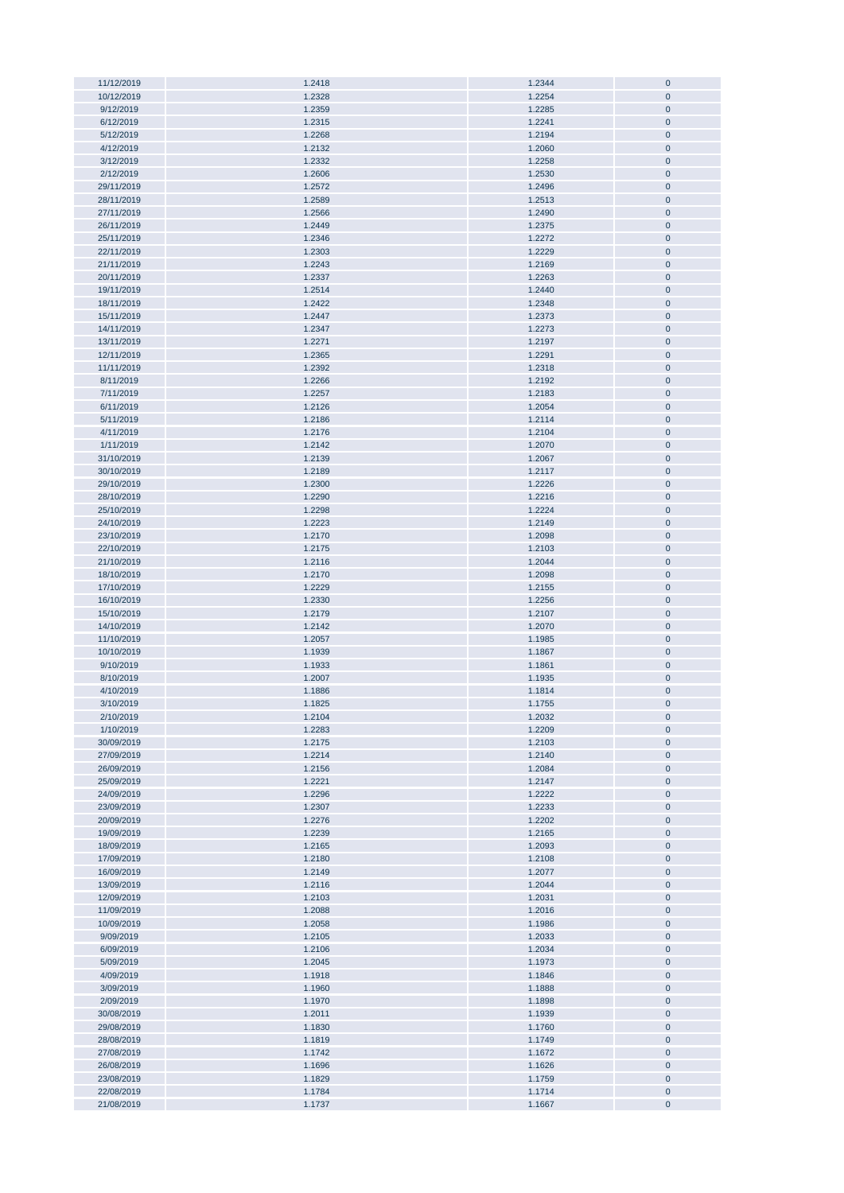| | | | |
|---|---|---|---|
| 11/12/2019 | 1.2418 | 1.2344 | 0 |
| 10/12/2019 | 1.2328 | 1.2254 | 0 |
| 9/12/2019 | 1.2359 | 1.2285 | 0 |
| 6/12/2019 | 1.2315 | 1.2241 | 0 |
| 5/12/2019 | 1.2268 | 1.2194 | 0 |
| 4/12/2019 | 1.2132 | 1.2060 | 0 |
| 3/12/2019 | 1.2332 | 1.2258 | 0 |
| 2/12/2019 | 1.2606 | 1.2530 | 0 |
| 29/11/2019 | 1.2572 | 1.2496 | 0 |
| 28/11/2019 | 1.2589 | 1.2513 | 0 |
| 27/11/2019 | 1.2566 | 1.2490 | 0 |
| 26/11/2019 | 1.2449 | 1.2375 | 0 |
| 25/11/2019 | 1.2346 | 1.2272 | 0 |
| 22/11/2019 | 1.2303 | 1.2229 | 0 |
| 21/11/2019 | 1.2243 | 1.2169 | 0 |
| 20/11/2019 | 1.2337 | 1.2263 | 0 |
| 19/11/2019 | 1.2514 | 1.2440 | 0 |
| 18/11/2019 | 1.2422 | 1.2348 | 0 |
| 15/11/2019 | 1.2447 | 1.2373 | 0 |
| 14/11/2019 | 1.2347 | 1.2273 | 0 |
| 13/11/2019 | 1.2271 | 1.2197 | 0 |
| 12/11/2019 | 1.2365 | 1.2291 | 0 |
| 11/11/2019 | 1.2392 | 1.2318 | 0 |
| 8/11/2019 | 1.2266 | 1.2192 | 0 |
| 7/11/2019 | 1.2257 | 1.2183 | 0 |
| 6/11/2019 | 1.2126 | 1.2054 | 0 |
| 5/11/2019 | 1.2186 | 1.2114 | 0 |
| 4/11/2019 | 1.2176 | 1.2104 | 0 |
| 1/11/2019 | 1.2142 | 1.2070 | 0 |
| 31/10/2019 | 1.2139 | 1.2067 | 0 |
| 30/10/2019 | 1.2189 | 1.2117 | 0 |
| 29/10/2019 | 1.2300 | 1.2226 | 0 |
| 28/10/2019 | 1.2290 | 1.2216 | 0 |
| 25/10/2019 | 1.2298 | 1.2224 | 0 |
| 24/10/2019 | 1.2223 | 1.2149 | 0 |
| 23/10/2019 | 1.2170 | 1.2098 | 0 |
| 22/10/2019 | 1.2175 | 1.2103 | 0 |
| 21/10/2019 | 1.2116 | 1.2044 | 0 |
| 18/10/2019 | 1.2170 | 1.2098 | 0 |
| 17/10/2019 | 1.2229 | 1.2155 | 0 |
| 16/10/2019 | 1.2330 | 1.2256 | 0 |
| 15/10/2019 | 1.2179 | 1.2107 | 0 |
| 14/10/2019 | 1.2142 | 1.2070 | 0 |
| 11/10/2019 | 1.2057 | 1.1985 | 0 |
| 10/10/2019 | 1.1939 | 1.1867 | 0 |
| 9/10/2019 | 1.1933 | 1.1861 | 0 |
| 8/10/2019 | 1.2007 | 1.1935 | 0 |
| 4/10/2019 | 1.1886 | 1.1814 | 0 |
| 3/10/2019 | 1.1825 | 1.1755 | 0 |
| 2/10/2019 | 1.2104 | 1.2032 | 0 |
| 1/10/2019 | 1.2283 | 1.2209 | 0 |
| 30/09/2019 | 1.2175 | 1.2103 | 0 |
| 27/09/2019 | 1.2214 | 1.2140 | 0 |
| 26/09/2019 | 1.2156 | 1.2084 | 0 |
| 25/09/2019 | 1.2221 | 1.2147 | 0 |
| 24/09/2019 | 1.2296 | 1.2222 | 0 |
| 23/09/2019 | 1.2307 | 1.2233 | 0 |
| 20/09/2019 | 1.2276 | 1.2202 | 0 |
| 19/09/2019 | 1.2239 | 1.2165 | 0 |
| 18/09/2019 | 1.2165 | 1.2093 | 0 |
| 17/09/2019 | 1.2180 | 1.2108 | 0 |
| 16/09/2019 | 1.2149 | 1.2077 | 0 |
| 13/09/2019 | 1.2116 | 1.2044 | 0 |
| 12/09/2019 | 1.2103 | 1.2031 | 0 |
| 11/09/2019 | 1.2088 | 1.2016 | 0 |
| 10/09/2019 | 1.2058 | 1.1986 | 0 |
| 9/09/2019 | 1.2105 | 1.2033 | 0 |
| 6/09/2019 | 1.2106 | 1.2034 | 0 |
| 5/09/2019 | 1.2045 | 1.1973 | 0 |
| 4/09/2019 | 1.1918 | 1.1846 | 0 |
| 3/09/2019 | 1.1960 | 1.1888 | 0 |
| 2/09/2019 | 1.1970 | 1.1898 | 0 |
| 30/08/2019 | 1.2011 | 1.1939 | 0 |
| 29/08/2019 | 1.1830 | 1.1760 | 0 |
| 28/08/2019 | 1.1819 | 1.1749 | 0 |
| 27/08/2019 | 1.1742 | 1.1672 | 0 |
| 26/08/2019 | 1.1696 | 1.1626 | 0 |
| 23/08/2019 | 1.1829 | 1.1759 | 0 |
| 22/08/2019 | 1.1784 | 1.1714 | 0 |
| 21/08/2019 | 1.1737 | 1.1667 | 0 |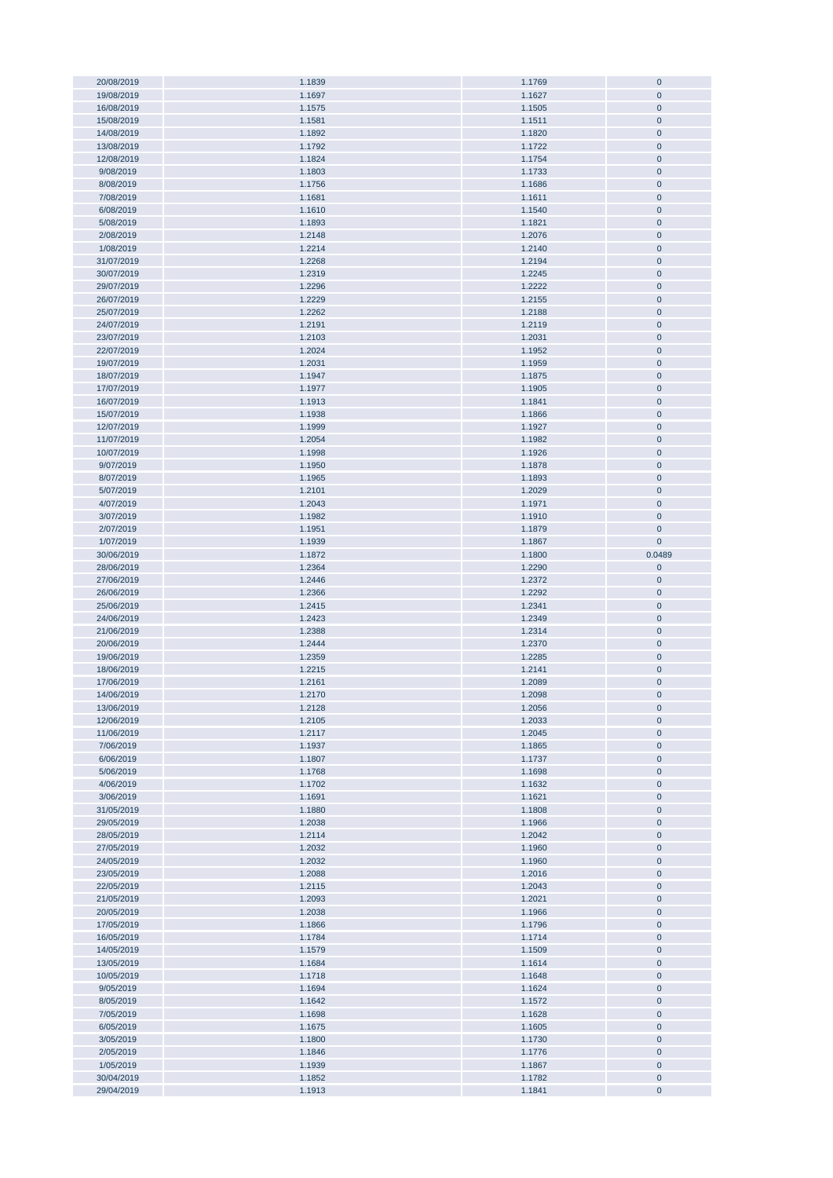| | | | |
|---|---|---|---|
| 20/08/2019 | 1.1839 | 1.1769 | 0 |
| 19/08/2019 | 1.1697 | 1.1627 | 0 |
| 16/08/2019 | 1.1575 | 1.1505 | 0 |
| 15/08/2019 | 1.1581 | 1.1511 | 0 |
| 14/08/2019 | 1.1892 | 1.1820 | 0 |
| 13/08/2019 | 1.1792 | 1.1722 | 0 |
| 12/08/2019 | 1.1824 | 1.1754 | 0 |
| 9/08/2019 | 1.1803 | 1.1733 | 0 |
| 8/08/2019 | 1.1756 | 1.1686 | 0 |
| 7/08/2019 | 1.1681 | 1.1611 | 0 |
| 6/08/2019 | 1.1610 | 1.1540 | 0 |
| 5/08/2019 | 1.1893 | 1.1821 | 0 |
| 2/08/2019 | 1.2148 | 1.2076 | 0 |
| 1/08/2019 | 1.2214 | 1.2140 | 0 |
| 31/07/2019 | 1.2268 | 1.2194 | 0 |
| 30/07/2019 | 1.2319 | 1.2245 | 0 |
| 29/07/2019 | 1.2296 | 1.2222 | 0 |
| 26/07/2019 | 1.2229 | 1.2155 | 0 |
| 25/07/2019 | 1.2262 | 1.2188 | 0 |
| 24/07/2019 | 1.2191 | 1.2119 | 0 |
| 23/07/2019 | 1.2103 | 1.2031 | 0 |
| 22/07/2019 | 1.2024 | 1.1952 | 0 |
| 19/07/2019 | 1.2031 | 1.1959 | 0 |
| 18/07/2019 | 1.1947 | 1.1875 | 0 |
| 17/07/2019 | 1.1977 | 1.1905 | 0 |
| 16/07/2019 | 1.1913 | 1.1841 | 0 |
| 15/07/2019 | 1.1938 | 1.1866 | 0 |
| 12/07/2019 | 1.1999 | 1.1927 | 0 |
| 11/07/2019 | 1.2054 | 1.1982 | 0 |
| 10/07/2019 | 1.1998 | 1.1926 | 0 |
| 9/07/2019 | 1.1950 | 1.1878 | 0 |
| 8/07/2019 | 1.1965 | 1.1893 | 0 |
| 5/07/2019 | 1.2101 | 1.2029 | 0 |
| 4/07/2019 | 1.2043 | 1.1971 | 0 |
| 3/07/2019 | 1.1982 | 1.1910 | 0 |
| 2/07/2019 | 1.1951 | 1.1879 | 0 |
| 1/07/2019 | 1.1939 | 1.1867 | 0 |
| 30/06/2019 | 1.1872 | 1.1800 | 0.0489 |
| 28/06/2019 | 1.2364 | 1.2290 | 0 |
| 27/06/2019 | 1.2446 | 1.2372 | 0 |
| 26/06/2019 | 1.2366 | 1.2292 | 0 |
| 25/06/2019 | 1.2415 | 1.2341 | 0 |
| 24/06/2019 | 1.2423 | 1.2349 | 0 |
| 21/06/2019 | 1.2388 | 1.2314 | 0 |
| 20/06/2019 | 1.2444 | 1.2370 | 0 |
| 19/06/2019 | 1.2359 | 1.2285 | 0 |
| 18/06/2019 | 1.2215 | 1.2141 | 0 |
| 17/06/2019 | 1.2161 | 1.2089 | 0 |
| 14/06/2019 | 1.2170 | 1.2098 | 0 |
| 13/06/2019 | 1.2128 | 1.2056 | 0 |
| 12/06/2019 | 1.2105 | 1.2033 | 0 |
| 11/06/2019 | 1.2117 | 1.2045 | 0 |
| 7/06/2019 | 1.1937 | 1.1865 | 0 |
| 6/06/2019 | 1.1807 | 1.1737 | 0 |
| 5/06/2019 | 1.1768 | 1.1698 | 0 |
| 4/06/2019 | 1.1702 | 1.1632 | 0 |
| 3/06/2019 | 1.1691 | 1.1621 | 0 |
| 31/05/2019 | 1.1880 | 1.1808 | 0 |
| 29/05/2019 | 1.2038 | 1.1966 | 0 |
| 28/05/2019 | 1.2114 | 1.2042 | 0 |
| 27/05/2019 | 1.2032 | 1.1960 | 0 |
| 24/05/2019 | 1.2032 | 1.1960 | 0 |
| 23/05/2019 | 1.2088 | 1.2016 | 0 |
| 22/05/2019 | 1.2115 | 1.2043 | 0 |
| 21/05/2019 | 1.2093 | 1.2021 | 0 |
| 20/05/2019 | 1.2038 | 1.1966 | 0 |
| 17/05/2019 | 1.1866 | 1.1796 | 0 |
| 16/05/2019 | 1.1784 | 1.1714 | 0 |
| 14/05/2019 | 1.1579 | 1.1509 | 0 |
| 13/05/2019 | 1.1684 | 1.1614 | 0 |
| 10/05/2019 | 1.1718 | 1.1648 | 0 |
| 9/05/2019 | 1.1694 | 1.1624 | 0 |
| 8/05/2019 | 1.1642 | 1.1572 | 0 |
| 7/05/2019 | 1.1698 | 1.1628 | 0 |
| 6/05/2019 | 1.1675 | 1.1605 | 0 |
| 3/05/2019 | 1.1800 | 1.1730 | 0 |
| 2/05/2019 | 1.1846 | 1.1776 | 0 |
| 1/05/2019 | 1.1939 | 1.1867 | 0 |
| 30/04/2019 | 1.1852 | 1.1782 | 0 |
| 29/04/2019 | 1.1913 | 1.1841 | 0 |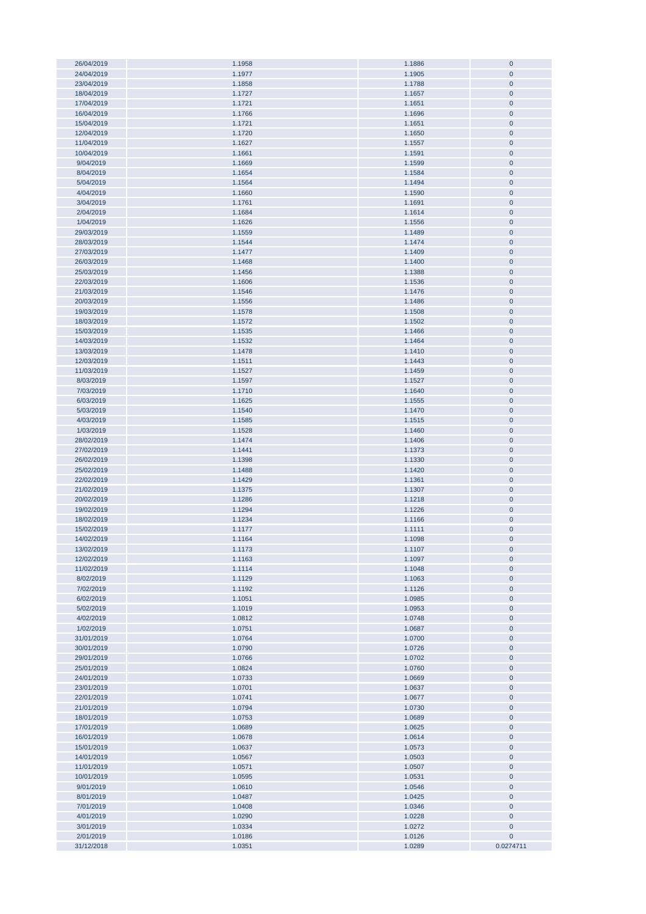| | | | |
|---|---|---|---|
| 26/04/2019 | 1.1958 | 1.1886 | 0 |
| 24/04/2019 | 1.1977 | 1.1905 | 0 |
| 23/04/2019 | 1.1858 | 1.1788 | 0 |
| 18/04/2019 | 1.1727 | 1.1657 | 0 |
| 17/04/2019 | 1.1721 | 1.1651 | 0 |
| 16/04/2019 | 1.1766 | 1.1696 | 0 |
| 15/04/2019 | 1.1721 | 1.1651 | 0 |
| 12/04/2019 | 1.1720 | 1.1650 | 0 |
| 11/04/2019 | 1.1627 | 1.1557 | 0 |
| 10/04/2019 | 1.1661 | 1.1591 | 0 |
| 9/04/2019 | 1.1669 | 1.1599 | 0 |
| 8/04/2019 | 1.1654 | 1.1584 | 0 |
| 5/04/2019 | 1.1564 | 1.1494 | 0 |
| 4/04/2019 | 1.1660 | 1.1590 | 0 |
| 3/04/2019 | 1.1761 | 1.1691 | 0 |
| 2/04/2019 | 1.1684 | 1.1614 | 0 |
| 1/04/2019 | 1.1626 | 1.1556 | 0 |
| 29/03/2019 | 1.1559 | 1.1489 | 0 |
| 28/03/2019 | 1.1544 | 1.1474 | 0 |
| 27/03/2019 | 1.1477 | 1.1409 | 0 |
| 26/03/2019 | 1.1468 | 1.1400 | 0 |
| 25/03/2019 | 1.1456 | 1.1388 | 0 |
| 22/03/2019 | 1.1606 | 1.1536 | 0 |
| 21/03/2019 | 1.1546 | 1.1476 | 0 |
| 20/03/2019 | 1.1556 | 1.1486 | 0 |
| 19/03/2019 | 1.1578 | 1.1508 | 0 |
| 18/03/2019 | 1.1572 | 1.1502 | 0 |
| 15/03/2019 | 1.1535 | 1.1466 | 0 |
| 14/03/2019 | 1.1532 | 1.1464 | 0 |
| 13/03/2019 | 1.1478 | 1.1410 | 0 |
| 12/03/2019 | 1.1511 | 1.1443 | 0 |
| 11/03/2019 | 1.1527 | 1.1459 | 0 |
| 8/03/2019 | 1.1597 | 1.1527 | 0 |
| 7/03/2019 | 1.1710 | 1.1640 | 0 |
| 6/03/2019 | 1.1625 | 1.1555 | 0 |
| 5/03/2019 | 1.1540 | 1.1470 | 0 |
| 4/03/2019 | 1.1585 | 1.1515 | 0 |
| 1/03/2019 | 1.1528 | 1.1460 | 0 |
| 28/02/2019 | 1.1474 | 1.1406 | 0 |
| 27/02/2019 | 1.1441 | 1.1373 | 0 |
| 26/02/2019 | 1.1398 | 1.1330 | 0 |
| 25/02/2019 | 1.1488 | 1.1420 | 0 |
| 22/02/2019 | 1.1429 | 1.1361 | 0 |
| 21/02/2019 | 1.1375 | 1.1307 | 0 |
| 20/02/2019 | 1.1286 | 1.1218 | 0 |
| 19/02/2019 | 1.1294 | 1.1226 | 0 |
| 18/02/2019 | 1.1234 | 1.1166 | 0 |
| 15/02/2019 | 1.1177 | 1.1111 | 0 |
| 14/02/2019 | 1.1164 | 1.1098 | 0 |
| 13/02/2019 | 1.1173 | 1.1107 | 0 |
| 12/02/2019 | 1.1163 | 1.1097 | 0 |
| 11/02/2019 | 1.1114 | 1.1048 | 0 |
| 8/02/2019 | 1.1129 | 1.1063 | 0 |
| 7/02/2019 | 1.1192 | 1.1126 | 0 |
| 6/02/2019 | 1.1051 | 1.0985 | 0 |
| 5/02/2019 | 1.1019 | 1.0953 | 0 |
| 4/02/2019 | 1.0812 | 1.0748 | 0 |
| 1/02/2019 | 1.0751 | 1.0687 | 0 |
| 31/01/2019 | 1.0764 | 1.0700 | 0 |
| 30/01/2019 | 1.0790 | 1.0726 | 0 |
| 29/01/2019 | 1.0766 | 1.0702 | 0 |
| 25/01/2019 | 1.0824 | 1.0760 | 0 |
| 24/01/2019 | 1.0733 | 1.0669 | 0 |
| 23/01/2019 | 1.0701 | 1.0637 | 0 |
| 22/01/2019 | 1.0741 | 1.0677 | 0 |
| 21/01/2019 | 1.0794 | 1.0730 | 0 |
| 18/01/2019 | 1.0753 | 1.0689 | 0 |
| 17/01/2019 | 1.0689 | 1.0625 | 0 |
| 16/01/2019 | 1.0678 | 1.0614 | 0 |
| 15/01/2019 | 1.0637 | 1.0573 | 0 |
| 14/01/2019 | 1.0567 | 1.0503 | 0 |
| 11/01/2019 | 1.0571 | 1.0507 | 0 |
| 10/01/2019 | 1.0595 | 1.0531 | 0 |
| 9/01/2019 | 1.0610 | 1.0546 | 0 |
| 8/01/2019 | 1.0487 | 1.0425 | 0 |
| 7/01/2019 | 1.0408 | 1.0346 | 0 |
| 4/01/2019 | 1.0290 | 1.0228 | 0 |
| 3/01/2019 | 1.0334 | 1.0272 | 0 |
| 2/01/2019 | 1.0186 | 1.0126 | 0 |
| 31/12/2018 | 1.0351 | 1.0289 | 0.0274711 |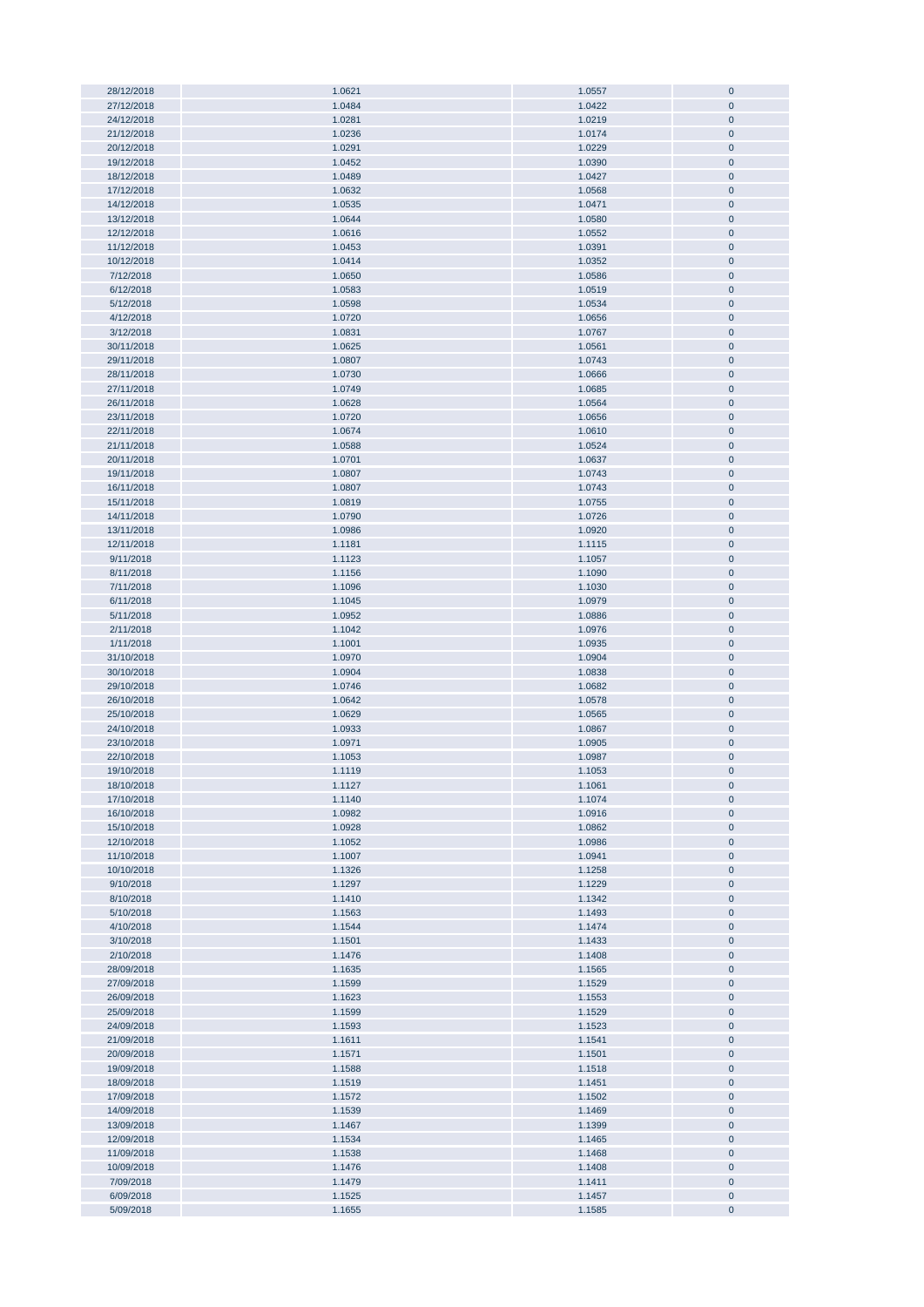| | | | |
|---|---|---|---|
| 28/12/2018 | 1.0621 | 1.0557 | 0 |
| 27/12/2018 | 1.0484 | 1.0422 | 0 |
| 24/12/2018 | 1.0281 | 1.0219 | 0 |
| 21/12/2018 | 1.0236 | 1.0174 | 0 |
| 20/12/2018 | 1.0291 | 1.0229 | 0 |
| 19/12/2018 | 1.0452 | 1.0390 | 0 |
| 18/12/2018 | 1.0489 | 1.0427 | 0 |
| 17/12/2018 | 1.0632 | 1.0568 | 0 |
| 14/12/2018 | 1.0535 | 1.0471 | 0 |
| 13/12/2018 | 1.0644 | 1.0580 | 0 |
| 12/12/2018 | 1.0616 | 1.0552 | 0 |
| 11/12/2018 | 1.0453 | 1.0391 | 0 |
| 10/12/2018 | 1.0414 | 1.0352 | 0 |
| 7/12/2018 | 1.0650 | 1.0586 | 0 |
| 6/12/2018 | 1.0583 | 1.0519 | 0 |
| 5/12/2018 | 1.0598 | 1.0534 | 0 |
| 4/12/2018 | 1.0720 | 1.0656 | 0 |
| 3/12/2018 | 1.0831 | 1.0767 | 0 |
| 30/11/2018 | 1.0625 | 1.0561 | 0 |
| 29/11/2018 | 1.0807 | 1.0743 | 0 |
| 28/11/2018 | 1.0730 | 1.0666 | 0 |
| 27/11/2018 | 1.0749 | 1.0685 | 0 |
| 26/11/2018 | 1.0628 | 1.0564 | 0 |
| 23/11/2018 | 1.0720 | 1.0656 | 0 |
| 22/11/2018 | 1.0674 | 1.0610 | 0 |
| 21/11/2018 | 1.0588 | 1.0524 | 0 |
| 20/11/2018 | 1.0701 | 1.0637 | 0 |
| 19/11/2018 | 1.0807 | 1.0743 | 0 |
| 16/11/2018 | 1.0807 | 1.0743 | 0 |
| 15/11/2018 | 1.0819 | 1.0755 | 0 |
| 14/11/2018 | 1.0790 | 1.0726 | 0 |
| 13/11/2018 | 1.0986 | 1.0920 | 0 |
| 12/11/2018 | 1.1181 | 1.1115 | 0 |
| 9/11/2018 | 1.1123 | 1.1057 | 0 |
| 8/11/2018 | 1.1156 | 1.1090 | 0 |
| 7/11/2018 | 1.1096 | 1.1030 | 0 |
| 6/11/2018 | 1.1045 | 1.0979 | 0 |
| 5/11/2018 | 1.0952 | 1.0886 | 0 |
| 2/11/2018 | 1.1042 | 1.0976 | 0 |
| 1/11/2018 | 1.1001 | 1.0935 | 0 |
| 31/10/2018 | 1.0970 | 1.0904 | 0 |
| 30/10/2018 | 1.0904 | 1.0838 | 0 |
| 29/10/2018 | 1.0746 | 1.0682 | 0 |
| 26/10/2018 | 1.0642 | 1.0578 | 0 |
| 25/10/2018 | 1.0629 | 1.0565 | 0 |
| 24/10/2018 | 1.0933 | 1.0867 | 0 |
| 23/10/2018 | 1.0971 | 1.0905 | 0 |
| 22/10/2018 | 1.1053 | 1.0987 | 0 |
| 19/10/2018 | 1.1119 | 1.1053 | 0 |
| 18/10/2018 | 1.1127 | 1.1061 | 0 |
| 17/10/2018 | 1.1140 | 1.1074 | 0 |
| 16/10/2018 | 1.0982 | 1.0916 | 0 |
| 15/10/2018 | 1.0928 | 1.0862 | 0 |
| 12/10/2018 | 1.1052 | 1.0986 | 0 |
| 11/10/2018 | 1.1007 | 1.0941 | 0 |
| 10/10/2018 | 1.1326 | 1.1258 | 0 |
| 9/10/2018 | 1.1297 | 1.1229 | 0 |
| 8/10/2018 | 1.1410 | 1.1342 | 0 |
| 5/10/2018 | 1.1563 | 1.1493 | 0 |
| 4/10/2018 | 1.1544 | 1.1474 | 0 |
| 3/10/2018 | 1.1501 | 1.1433 | 0 |
| 2/10/2018 | 1.1476 | 1.1408 | 0 |
| 28/09/2018 | 1.1635 | 1.1565 | 0 |
| 27/09/2018 | 1.1599 | 1.1529 | 0 |
| 26/09/2018 | 1.1623 | 1.1553 | 0 |
| 25/09/2018 | 1.1599 | 1.1529 | 0 |
| 24/09/2018 | 1.1593 | 1.1523 | 0 |
| 21/09/2018 | 1.1611 | 1.1541 | 0 |
| 20/09/2018 | 1.1571 | 1.1501 | 0 |
| 19/09/2018 | 1.1588 | 1.1518 | 0 |
| 18/09/2018 | 1.1519 | 1.1451 | 0 |
| 17/09/2018 | 1.1572 | 1.1502 | 0 |
| 14/09/2018 | 1.1539 | 1.1469 | 0 |
| 13/09/2018 | 1.1467 | 1.1399 | 0 |
| 12/09/2018 | 1.1534 | 1.1465 | 0 |
| 11/09/2018 | 1.1538 | 1.1468 | 0 |
| 10/09/2018 | 1.1476 | 1.1408 | 0 |
| 7/09/2018 | 1.1479 | 1.1411 | 0 |
| 6/09/2018 | 1.1525 | 1.1457 | 0 |
| 5/09/2018 | 1.1655 | 1.1585 | 0 |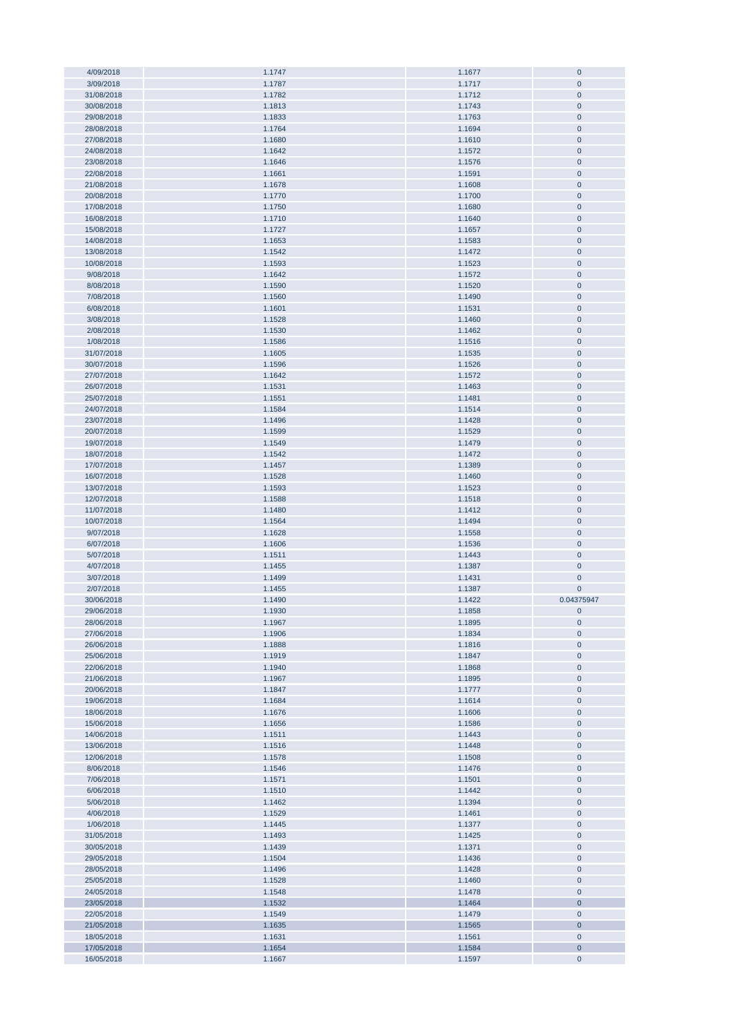| | | | |
|---|---|---|---|
| 4/09/2018 | 1.1747 | 1.1677 | 0 |
| 3/09/2018 | 1.1787 | 1.1717 | 0 |
| 31/08/2018 | 1.1782 | 1.1712 | 0 |
| 30/08/2018 | 1.1813 | 1.1743 | 0 |
| 29/08/2018 | 1.1833 | 1.1763 | 0 |
| 28/08/2018 | 1.1764 | 1.1694 | 0 |
| 27/08/2018 | 1.1680 | 1.1610 | 0 |
| 24/08/2018 | 1.1642 | 1.1572 | 0 |
| 23/08/2018 | 1.1646 | 1.1576 | 0 |
| 22/08/2018 | 1.1661 | 1.1591 | 0 |
| 21/08/2018 | 1.1678 | 1.1608 | 0 |
| 20/08/2018 | 1.1770 | 1.1700 | 0 |
| 17/08/2018 | 1.1750 | 1.1680 | 0 |
| 16/08/2018 | 1.1710 | 1.1640 | 0 |
| 15/08/2018 | 1.1727 | 1.1657 | 0 |
| 14/08/2018 | 1.1653 | 1.1583 | 0 |
| 13/08/2018 | 1.1542 | 1.1472 | 0 |
| 10/08/2018 | 1.1593 | 1.1523 | 0 |
| 9/08/2018 | 1.1642 | 1.1572 | 0 |
| 8/08/2018 | 1.1590 | 1.1520 | 0 |
| 7/08/2018 | 1.1560 | 1.1490 | 0 |
| 6/08/2018 | 1.1601 | 1.1531 | 0 |
| 3/08/2018 | 1.1528 | 1.1460 | 0 |
| 2/08/2018 | 1.1530 | 1.1462 | 0 |
| 1/08/2018 | 1.1586 | 1.1516 | 0 |
| 31/07/2018 | 1.1605 | 1.1535 | 0 |
| 30/07/2018 | 1.1596 | 1.1526 | 0 |
| 27/07/2018 | 1.1642 | 1.1572 | 0 |
| 26/07/2018 | 1.1531 | 1.1463 | 0 |
| 25/07/2018 | 1.1551 | 1.1481 | 0 |
| 24/07/2018 | 1.1584 | 1.1514 | 0 |
| 23/07/2018 | 1.1496 | 1.1428 | 0 |
| 20/07/2018 | 1.1599 | 1.1529 | 0 |
| 19/07/2018 | 1.1549 | 1.1479 | 0 |
| 18/07/2018 | 1.1542 | 1.1472 | 0 |
| 17/07/2018 | 1.1457 | 1.1389 | 0 |
| 16/07/2018 | 1.1528 | 1.1460 | 0 |
| 13/07/2018 | 1.1593 | 1.1523 | 0 |
| 12/07/2018 | 1.1588 | 1.1518 | 0 |
| 11/07/2018 | 1.1480 | 1.1412 | 0 |
| 10/07/2018 | 1.1564 | 1.1494 | 0 |
| 9/07/2018 | 1.1628 | 1.1558 | 0 |
| 6/07/2018 | 1.1606 | 1.1536 | 0 |
| 5/07/2018 | 1.1511 | 1.1443 | 0 |
| 4/07/2018 | 1.1455 | 1.1387 | 0 |
| 3/07/2018 | 1.1499 | 1.1431 | 0 |
| 2/07/2018 | 1.1455 | 1.1387 | 0 |
| 30/06/2018 | 1.1490 | 1.1422 | 0.04375947 |
| 29/06/2018 | 1.1930 | 1.1858 | 0 |
| 28/06/2018 | 1.1967 | 1.1895 | 0 |
| 27/06/2018 | 1.1906 | 1.1834 | 0 |
| 26/06/2018 | 1.1888 | 1.1816 | 0 |
| 25/06/2018 | 1.1919 | 1.1847 | 0 |
| 22/06/2018 | 1.1940 | 1.1868 | 0 |
| 21/06/2018 | 1.1967 | 1.1895 | 0 |
| 20/06/2018 | 1.1847 | 1.1777 | 0 |
| 19/06/2018 | 1.1684 | 1.1614 | 0 |
| 18/06/2018 | 1.1676 | 1.1606 | 0 |
| 15/06/2018 | 1.1656 | 1.1586 | 0 |
| 14/06/2018 | 1.1511 | 1.1443 | 0 |
| 13/06/2018 | 1.1516 | 1.1448 | 0 |
| 12/06/2018 | 1.1578 | 1.1508 | 0 |
| 8/06/2018 | 1.1546 | 1.1476 | 0 |
| 7/06/2018 | 1.1571 | 1.1501 | 0 |
| 6/06/2018 | 1.1510 | 1.1442 | 0 |
| 5/06/2018 | 1.1462 | 1.1394 | 0 |
| 4/06/2018 | 1.1529 | 1.1461 | 0 |
| 1/06/2018 | 1.1445 | 1.1377 | 0 |
| 31/05/2018 | 1.1493 | 1.1425 | 0 |
| 30/05/2018 | 1.1439 | 1.1371 | 0 |
| 29/05/2018 | 1.1504 | 1.1436 | 0 |
| 28/05/2018 | 1.1496 | 1.1428 | 0 |
| 25/05/2018 | 1.1528 | 1.1460 | 0 |
| 24/05/2018 | 1.1548 | 1.1478 | 0 |
| 23/05/2018 | 1.1532 | 1.1464 | 0 |
| 22/05/2018 | 1.1549 | 1.1479 | 0 |
| 21/05/2018 | 1.1635 | 1.1565 | 0 |
| 18/05/2018 | 1.1631 | 1.1561 | 0 |
| 17/05/2018 | 1.1654 | 1.1584 | 0 |
| 16/05/2018 | 1.1667 | 1.1597 | 0 |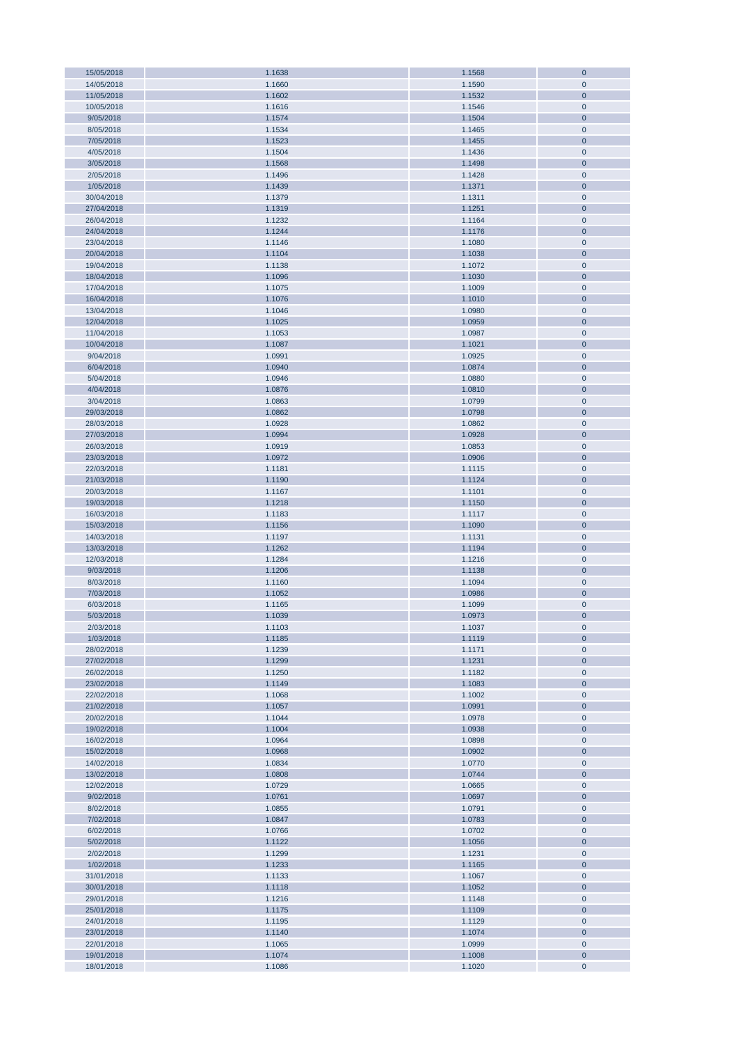| 15/05/2018 | 1.1638 | 1.1568 | 0 |
|---|---|---|---|
| 14/05/2018 | 1.1660 | 1.1590 | 0 |
| 11/05/2018 | 1.1602 | 1.1532 | 0 |
| 10/05/2018 | 1.1616 | 1.1546 | 0 |
| 9/05/2018 | 1.1574 | 1.1504 | 0 |
| 8/05/2018 | 1.1534 | 1.1465 | 0 |
| 7/05/2018 | 1.1523 | 1.1455 | 0 |
| 4/05/2018 | 1.1504 | 1.1436 | 0 |
| 3/05/2018 | 1.1568 | 1.1498 | 0 |
| 2/05/2018 | 1.1496 | 1.1428 | 0 |
| 1/05/2018 | 1.1439 | 1.1371 | 0 |
| 30/04/2018 | 1.1379 | 1.1311 | 0 |
| 27/04/2018 | 1.1319 | 1.1251 | 0 |
| 26/04/2018 | 1.1232 | 1.1164 | 0 |
| 24/04/2018 | 1.1244 | 1.1176 | 0 |
| 23/04/2018 | 1.1146 | 1.1080 | 0 |
| 20/04/2018 | 1.1104 | 1.1038 | 0 |
| 19/04/2018 | 1.1138 | 1.1072 | 0 |
| 18/04/2018 | 1.1096 | 1.1030 | 0 |
| 17/04/2018 | 1.1075 | 1.1009 | 0 |
| 16/04/2018 | 1.1076 | 1.1010 | 0 |
| 13/04/2018 | 1.1046 | 1.0980 | 0 |
| 12/04/2018 | 1.1025 | 1.0959 | 0 |
| 11/04/2018 | 1.1053 | 1.0987 | 0 |
| 10/04/2018 | 1.1087 | 1.1021 | 0 |
| 9/04/2018 | 1.0991 | 1.0925 | 0 |
| 6/04/2018 | 1.0940 | 1.0874 | 0 |
| 5/04/2018 | 1.0946 | 1.0880 | 0 |
| 4/04/2018 | 1.0876 | 1.0810 | 0 |
| 3/04/2018 | 1.0863 | 1.0799 | 0 |
| 29/03/2018 | 1.0862 | 1.0798 | 0 |
| 28/03/2018 | 1.0928 | 1.0862 | 0 |
| 27/03/2018 | 1.0994 | 1.0928 | 0 |
| 26/03/2018 | 1.0919 | 1.0853 | 0 |
| 23/03/2018 | 1.0972 | 1.0906 | 0 |
| 22/03/2018 | 1.1181 | 1.1115 | 0 |
| 21/03/2018 | 1.1190 | 1.1124 | 0 |
| 20/03/2018 | 1.1167 | 1.1101 | 0 |
| 19/03/2018 | 1.1218 | 1.1150 | 0 |
| 16/03/2018 | 1.1183 | 1.1117 | 0 |
| 15/03/2018 | 1.1156 | 1.1090 | 0 |
| 14/03/2018 | 1.1197 | 1.1131 | 0 |
| 13/03/2018 | 1.1262 | 1.1194 | 0 |
| 12/03/2018 | 1.1284 | 1.1216 | 0 |
| 9/03/2018 | 1.1206 | 1.1138 | 0 |
| 8/03/2018 | 1.1160 | 1.1094 | 0 |
| 7/03/2018 | 1.1052 | 1.0986 | 0 |
| 6/03/2018 | 1.1165 | 1.1099 | 0 |
| 5/03/2018 | 1.1039 | 1.0973 | 0 |
| 2/03/2018 | 1.1103 | 1.1037 | 0 |
| 1/03/2018 | 1.1185 | 1.1119 | 0 |
| 28/02/2018 | 1.1239 | 1.1171 | 0 |
| 27/02/2018 | 1.1299 | 1.1231 | 0 |
| 26/02/2018 | 1.1250 | 1.1182 | 0 |
| 23/02/2018 | 1.1149 | 1.1083 | 0 |
| 22/02/2018 | 1.1068 | 1.1002 | 0 |
| 21/02/2018 | 1.1057 | 1.0991 | 0 |
| 20/02/2018 | 1.1044 | 1.0978 | 0 |
| 19/02/2018 | 1.1004 | 1.0938 | 0 |
| 16/02/2018 | 1.0964 | 1.0898 | 0 |
| 15/02/2018 | 1.0968 | 1.0902 | 0 |
| 14/02/2018 | 1.0834 | 1.0770 | 0 |
| 13/02/2018 | 1.0808 | 1.0744 | 0 |
| 12/02/2018 | 1.0729 | 1.0665 | 0 |
| 9/02/2018 | 1.0761 | 1.0697 | 0 |
| 8/02/2018 | 1.0855 | 1.0791 | 0 |
| 7/02/2018 | 1.0847 | 1.0783 | 0 |
| 6/02/2018 | 1.0766 | 1.0702 | 0 |
| 5/02/2018 | 1.1122 | 1.1056 | 0 |
| 2/02/2018 | 1.1299 | 1.1231 | 0 |
| 1/02/2018 | 1.1233 | 1.1165 | 0 |
| 31/01/2018 | 1.1133 | 1.1067 | 0 |
| 30/01/2018 | 1.1118 | 1.1052 | 0 |
| 29/01/2018 | 1.1216 | 1.1148 | 0 |
| 25/01/2018 | 1.1175 | 1.1109 | 0 |
| 24/01/2018 | 1.1195 | 1.1129 | 0 |
| 23/01/2018 | 1.1140 | 1.1074 | 0 |
| 22/01/2018 | 1.1065 | 1.0999 | 0 |
| 19/01/2018 | 1.1074 | 1.1008 | 0 |
| 18/01/2018 | 1.1086 | 1.1020 | 0 |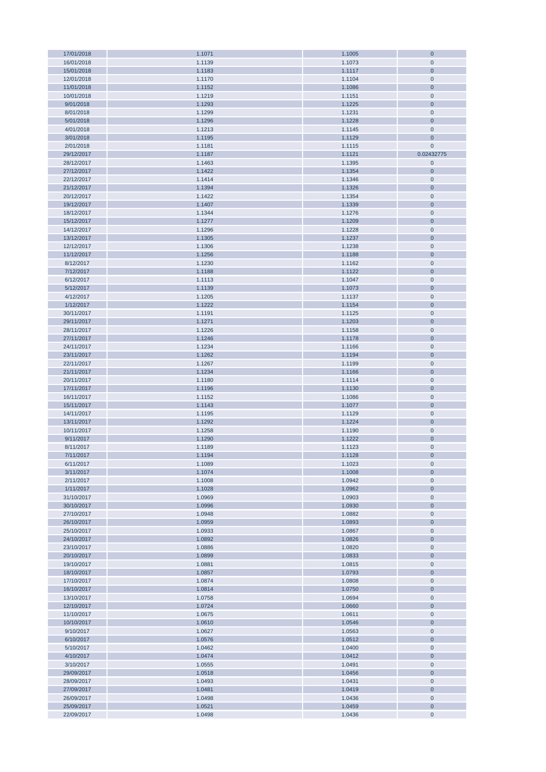| 17/01/2018 | 1.1071 | 1.1005 | 0 |
|---|---|---|---|
| 16/01/2018 | 1.1139 | 1.1073 | 0 |
| 15/01/2018 | 1.1183 | 1.1117 | 0 |
| 12/01/2018 | 1.1170 | 1.1104 | 0 |
| 11/01/2018 | 1.1152 | 1.1086 | 0 |
| 10/01/2018 | 1.1219 | 1.1151 | 0 |
| 9/01/2018 | 1.1293 | 1.1225 | 0 |
| 8/01/2018 | 1.1299 | 1.1231 | 0 |
| 5/01/2018 | 1.1296 | 1.1228 | 0 |
| 4/01/2018 | 1.1213 | 1.1145 | 0 |
| 3/01/2018 | 1.1195 | 1.1129 | 0 |
| 2/01/2018 | 1.1181 | 1.1115 | 0 |
| 29/12/2017 | 1.1187 | 1.1121 | 0.02432775 |
| 28/12/2017 | 1.1463 | 1.1395 | 0 |
| 27/12/2017 | 1.1422 | 1.1354 | 0 |
| 22/12/2017 | 1.1414 | 1.1346 | 0 |
| 21/12/2017 | 1.1394 | 1.1326 | 0 |
| 20/12/2017 | 1.1422 | 1.1354 | 0 |
| 19/12/2017 | 1.1407 | 1.1339 | 0 |
| 18/12/2017 | 1.1344 | 1.1276 | 0 |
| 15/12/2017 | 1.1277 | 1.1209 | 0 |
| 14/12/2017 | 1.1296 | 1.1228 | 0 |
| 13/12/2017 | 1.1305 | 1.1237 | 0 |
| 12/12/2017 | 1.1306 | 1.1238 | 0 |
| 11/12/2017 | 1.1256 | 1.1188 | 0 |
| 8/12/2017 | 1.1230 | 1.1162 | 0 |
| 7/12/2017 | 1.1188 | 1.1122 | 0 |
| 6/12/2017 | 1.1113 | 1.1047 | 0 |
| 5/12/2017 | 1.1139 | 1.1073 | 0 |
| 4/12/2017 | 1.1205 | 1.1137 | 0 |
| 1/12/2017 | 1.1222 | 1.1154 | 0 |
| 30/11/2017 | 1.1191 | 1.1125 | 0 |
| 29/11/2017 | 1.1271 | 1.1203 | 0 |
| 28/11/2017 | 1.1226 | 1.1158 | 0 |
| 27/11/2017 | 1.1246 | 1.1178 | 0 |
| 24/11/2017 | 1.1234 | 1.1166 | 0 |
| 23/11/2017 | 1.1262 | 1.1194 | 0 |
| 22/11/2017 | 1.1267 | 1.1199 | 0 |
| 21/11/2017 | 1.1234 | 1.1166 | 0 |
| 20/11/2017 | 1.1180 | 1.1114 | 0 |
| 17/11/2017 | 1.1196 | 1.1130 | 0 |
| 16/11/2017 | 1.1152 | 1.1086 | 0 |
| 15/11/2017 | 1.1143 | 1.1077 | 0 |
| 14/11/2017 | 1.1195 | 1.1129 | 0 |
| 13/11/2017 | 1.1292 | 1.1224 | 0 |
| 10/11/2017 | 1.1258 | 1.1190 | 0 |
| 9/11/2017 | 1.1290 | 1.1222 | 0 |
| 8/11/2017 | 1.1189 | 1.1123 | 0 |
| 7/11/2017 | 1.1194 | 1.1128 | 0 |
| 6/11/2017 | 1.1089 | 1.1023 | 0 |
| 3/11/2017 | 1.1074 | 1.1008 | 0 |
| 2/11/2017 | 1.1008 | 1.0942 | 0 |
| 1/11/2017 | 1.1028 | 1.0962 | 0 |
| 31/10/2017 | 1.0969 | 1.0903 | 0 |
| 30/10/2017 | 1.0996 | 1.0930 | 0 |
| 27/10/2017 | 1.0948 | 1.0882 | 0 |
| 26/10/2017 | 1.0959 | 1.0893 | 0 |
| 25/10/2017 | 1.0933 | 1.0867 | 0 |
| 24/10/2017 | 1.0892 | 1.0826 | 0 |
| 23/10/2017 | 1.0886 | 1.0820 | 0 |
| 20/10/2017 | 1.0899 | 1.0833 | 0 |
| 19/10/2017 | 1.0881 | 1.0815 | 0 |
| 18/10/2017 | 1.0857 | 1.0793 | 0 |
| 17/10/2017 | 1.0874 | 1.0808 | 0 |
| 16/10/2017 | 1.0814 | 1.0750 | 0 |
| 13/10/2017 | 1.0758 | 1.0694 | 0 |
| 12/10/2017 | 1.0724 | 1.0660 | 0 |
| 11/10/2017 | 1.0675 | 1.0611 | 0 |
| 10/10/2017 | 1.0610 | 1.0546 | 0 |
| 9/10/2017 | 1.0627 | 1.0563 | 0 |
| 6/10/2017 | 1.0576 | 1.0512 | 0 |
| 5/10/2017 | 1.0462 | 1.0400 | 0 |
| 4/10/2017 | 1.0474 | 1.0412 | 0 |
| 3/10/2017 | 1.0555 | 1.0491 | 0 |
| 29/09/2017 | 1.0518 | 1.0456 | 0 |
| 28/09/2017 | 1.0493 | 1.0431 | 0 |
| 27/09/2017 | 1.0481 | 1.0419 | 0 |
| 26/09/2017 | 1.0498 | 1.0436 | 0 |
| 25/09/2017 | 1.0521 | 1.0459 | 0 |
| 22/09/2017 | 1.0498 | 1.0436 | 0 |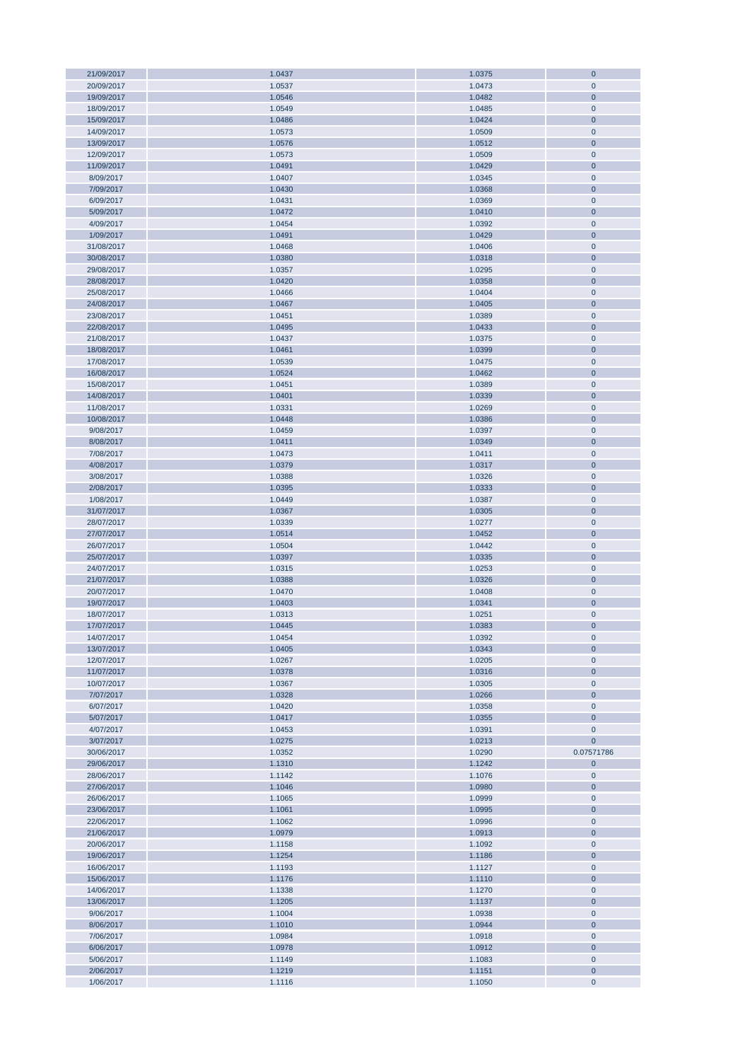| 21/09/2017 | 1.0437 | 1.0375 | 0 |
|---|---|---|---|
| 20/09/2017 | 1.0537 | 1.0473 | 0 |
| 19/09/2017 | 1.0546 | 1.0482 | 0 |
| 18/09/2017 | 1.0549 | 1.0485 | 0 |
| 15/09/2017 | 1.0486 | 1.0424 | 0 |
| 14/09/2017 | 1.0573 | 1.0509 | 0 |
| 13/09/2017 | 1.0576 | 1.0512 | 0 |
| 12/09/2017 | 1.0573 | 1.0509 | 0 |
| 11/09/2017 | 1.0491 | 1.0429 | 0 |
| 8/09/2017 | 1.0407 | 1.0345 | 0 |
| 7/09/2017 | 1.0430 | 1.0368 | 0 |
| 6/09/2017 | 1.0431 | 1.0369 | 0 |
| 5/09/2017 | 1.0472 | 1.0410 | 0 |
| 4/09/2017 | 1.0454 | 1.0392 | 0 |
| 1/09/2017 | 1.0491 | 1.0429 | 0 |
| 31/08/2017 | 1.0468 | 1.0406 | 0 |
| 30/08/2017 | 1.0380 | 1.0318 | 0 |
| 29/08/2017 | 1.0357 | 1.0295 | 0 |
| 28/08/2017 | 1.0420 | 1.0358 | 0 |
| 25/08/2017 | 1.0466 | 1.0404 | 0 |
| 24/08/2017 | 1.0467 | 1.0405 | 0 |
| 23/08/2017 | 1.0451 | 1.0389 | 0 |
| 22/08/2017 | 1.0495 | 1.0433 | 0 |
| 21/08/2017 | 1.0437 | 1.0375 | 0 |
| 18/08/2017 | 1.0461 | 1.0399 | 0 |
| 17/08/2017 | 1.0539 | 1.0475 | 0 |
| 16/08/2017 | 1.0524 | 1.0462 | 0 |
| 15/08/2017 | 1.0451 | 1.0389 | 0 |
| 14/08/2017 | 1.0401 | 1.0339 | 0 |
| 11/08/2017 | 1.0331 | 1.0269 | 0 |
| 10/08/2017 | 1.0448 | 1.0386 | 0 |
| 9/08/2017 | 1.0459 | 1.0397 | 0 |
| 8/08/2017 | 1.0411 | 1.0349 | 0 |
| 7/08/2017 | 1.0473 | 1.0411 | 0 |
| 4/08/2017 | 1.0379 | 1.0317 | 0 |
| 3/08/2017 | 1.0388 | 1.0326 | 0 |
| 2/08/2017 | 1.0395 | 1.0333 | 0 |
| 1/08/2017 | 1.0449 | 1.0387 | 0 |
| 31/07/2017 | 1.0367 | 1.0305 | 0 |
| 28/07/2017 | 1.0339 | 1.0277 | 0 |
| 27/07/2017 | 1.0514 | 1.0452 | 0 |
| 26/07/2017 | 1.0504 | 1.0442 | 0 |
| 25/07/2017 | 1.0397 | 1.0335 | 0 |
| 24/07/2017 | 1.0315 | 1.0253 | 0 |
| 21/07/2017 | 1.0388 | 1.0326 | 0 |
| 20/07/2017 | 1.0470 | 1.0408 | 0 |
| 19/07/2017 | 1.0403 | 1.0341 | 0 |
| 18/07/2017 | 1.0313 | 1.0251 | 0 |
| 17/07/2017 | 1.0445 | 1.0383 | 0 |
| 14/07/2017 | 1.0454 | 1.0392 | 0 |
| 13/07/2017 | 1.0405 | 1.0343 | 0 |
| 12/07/2017 | 1.0267 | 1.0205 | 0 |
| 11/07/2017 | 1.0378 | 1.0316 | 0 |
| 10/07/2017 | 1.0367 | 1.0305 | 0 |
| 7/07/2017 | 1.0328 | 1.0266 | 0 |
| 6/07/2017 | 1.0420 | 1.0358 | 0 |
| 5/07/2017 | 1.0417 | 1.0355 | 0 |
| 4/07/2017 | 1.0453 | 1.0391 | 0 |
| 3/07/2017 | 1.0275 | 1.0213 | 0 |
| 30/06/2017 | 1.0352 | 1.0290 | 0.07571786 |
| 29/06/2017 | 1.1310 | 1.1242 | 0 |
| 28/06/2017 | 1.1142 | 1.1076 | 0 |
| 27/06/2017 | 1.1046 | 1.0980 | 0 |
| 26/06/2017 | 1.1065 | 1.0999 | 0 |
| 23/06/2017 | 1.1061 | 1.0995 | 0 |
| 22/06/2017 | 1.1062 | 1.0996 | 0 |
| 21/06/2017 | 1.0979 | 1.0913 | 0 |
| 20/06/2017 | 1.1158 | 1.1092 | 0 |
| 19/06/2017 | 1.1254 | 1.1186 | 0 |
| 16/06/2017 | 1.1193 | 1.1127 | 0 |
| 15/06/2017 | 1.1176 | 1.1110 | 0 |
| 14/06/2017 | 1.1338 | 1.1270 | 0 |
| 13/06/2017 | 1.1205 | 1.1137 | 0 |
| 9/06/2017 | 1.1004 | 1.0938 | 0 |
| 8/06/2017 | 1.1010 | 1.0944 | 0 |
| 7/06/2017 | 1.0984 | 1.0918 | 0 |
| 6/06/2017 | 1.0978 | 1.0912 | 0 |
| 5/06/2017 | 1.1149 | 1.1083 | 0 |
| 2/06/2017 | 1.1219 | 1.1151 | 0 |
| 1/06/2017 | 1.1116 | 1.1050 | 0 |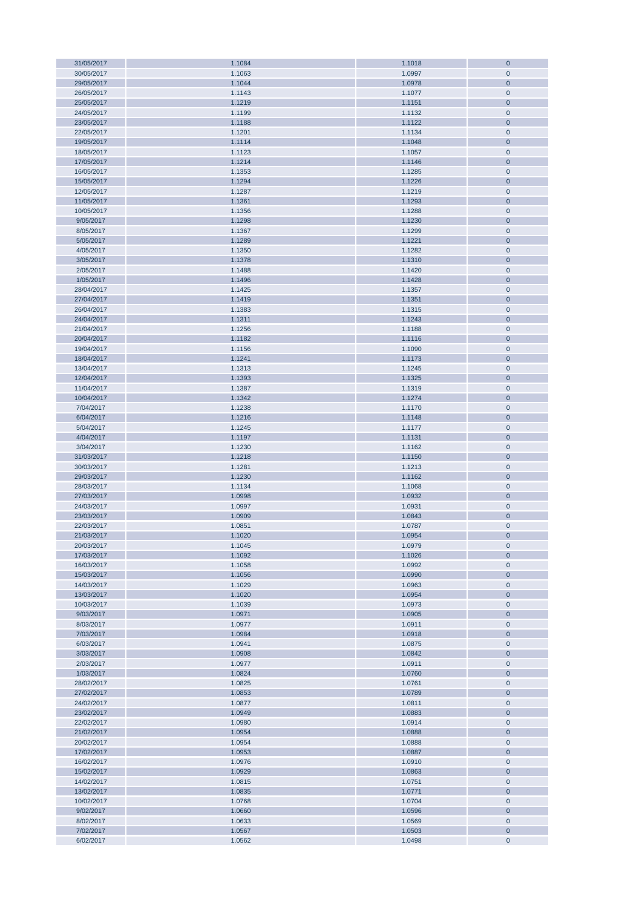| 31/05/2017 | 1.1084 | 1.1018 | 0 |
|---|---|---|---|
| 30/05/2017 | 1.1063 | 1.0997 | 0 |
| 29/05/2017 | 1.1044 | 1.0978 | 0 |
| 26/05/2017 | 1.1143 | 1.1077 | 0 |
| 25/05/2017 | 1.1219 | 1.1151 | 0 |
| 24/05/2017 | 1.1199 | 1.1132 | 0 |
| 23/05/2017 | 1.1188 | 1.1122 | 0 |
| 22/05/2017 | 1.1201 | 1.1134 | 0 |
| 19/05/2017 | 1.1114 | 1.1048 | 0 |
| 18/05/2017 | 1.1123 | 1.1057 | 0 |
| 17/05/2017 | 1.1214 | 1.1146 | 0 |
| 16/05/2017 | 1.1353 | 1.1285 | 0 |
| 15/05/2017 | 1.1294 | 1.1226 | 0 |
| 12/05/2017 | 1.1287 | 1.1219 | 0 |
| 11/05/2017 | 1.1361 | 1.1293 | 0 |
| 10/05/2017 | 1.1356 | 1.1288 | 0 |
| 9/05/2017 | 1.1298 | 1.1230 | 0 |
| 8/05/2017 | 1.1367 | 1.1299 | 0 |
| 5/05/2017 | 1.1289 | 1.1221 | 0 |
| 4/05/2017 | 1.1350 | 1.1282 | 0 |
| 3/05/2017 | 1.1378 | 1.1310 | 0 |
| 2/05/2017 | 1.1488 | 1.1420 | 0 |
| 1/05/2017 | 1.1496 | 1.1428 | 0 |
| 28/04/2017 | 1.1425 | 1.1357 | 0 |
| 27/04/2017 | 1.1419 | 1.1351 | 0 |
| 26/04/2017 | 1.1383 | 1.1315 | 0 |
| 24/04/2017 | 1.1311 | 1.1243 | 0 |
| 21/04/2017 | 1.1256 | 1.1188 | 0 |
| 20/04/2017 | 1.1182 | 1.1116 | 0 |
| 19/04/2017 | 1.1156 | 1.1090 | 0 |
| 18/04/2017 | 1.1241 | 1.1173 | 0 |
| 13/04/2017 | 1.1313 | 1.1245 | 0 |
| 12/04/2017 | 1.1393 | 1.1325 | 0 |
| 11/04/2017 | 1.1387 | 1.1319 | 0 |
| 10/04/2017 | 1.1342 | 1.1274 | 0 |
| 7/04/2017 | 1.1238 | 1.1170 | 0 |
| 6/04/2017 | 1.1216 | 1.1148 | 0 |
| 5/04/2017 | 1.1245 | 1.1177 | 0 |
| 4/04/2017 | 1.1197 | 1.1131 | 0 |
| 3/04/2017 | 1.1230 | 1.1162 | 0 |
| 31/03/2017 | 1.1218 | 1.1150 | 0 |
| 30/03/2017 | 1.1281 | 1.1213 | 0 |
| 29/03/2017 | 1.1230 | 1.1162 | 0 |
| 28/03/2017 | 1.1134 | 1.1068 | 0 |
| 27/03/2017 | 1.0998 | 1.0932 | 0 |
| 24/03/2017 | 1.0997 | 1.0931 | 0 |
| 23/03/2017 | 1.0909 | 1.0843 | 0 |
| 22/03/2017 | 1.0851 | 1.0787 | 0 |
| 21/03/2017 | 1.1020 | 1.0954 | 0 |
| 20/03/2017 | 1.1045 | 1.0979 | 0 |
| 17/03/2017 | 1.1092 | 1.1026 | 0 |
| 16/03/2017 | 1.1058 | 1.0992 | 0 |
| 15/03/2017 | 1.1056 | 1.0990 | 0 |
| 14/03/2017 | 1.1029 | 1.0963 | 0 |
| 13/03/2017 | 1.1020 | 1.0954 | 0 |
| 10/03/2017 | 1.1039 | 1.0973 | 0 |
| 9/03/2017 | 1.0971 | 1.0905 | 0 |
| 8/03/2017 | 1.0977 | 1.0911 | 0 |
| 7/03/2017 | 1.0984 | 1.0918 | 0 |
| 6/03/2017 | 1.0941 | 1.0875 | 0 |
| 3/03/2017 | 1.0908 | 1.0842 | 0 |
| 2/03/2017 | 1.0977 | 1.0911 | 0 |
| 1/03/2017 | 1.0824 | 1.0760 | 0 |
| 28/02/2017 | 1.0825 | 1.0761 | 0 |
| 27/02/2017 | 1.0853 | 1.0789 | 0 |
| 24/02/2017 | 1.0877 | 1.0811 | 0 |
| 23/02/2017 | 1.0949 | 1.0883 | 0 |
| 22/02/2017 | 1.0980 | 1.0914 | 0 |
| 21/02/2017 | 1.0954 | 1.0888 | 0 |
| 20/02/2017 | 1.0954 | 1.0888 | 0 |
| 17/02/2017 | 1.0953 | 1.0887 | 0 |
| 16/02/2017 | 1.0976 | 1.0910 | 0 |
| 15/02/2017 | 1.0929 | 1.0863 | 0 |
| 14/02/2017 | 1.0815 | 1.0751 | 0 |
| 13/02/2017 | 1.0835 | 1.0771 | 0 |
| 10/02/2017 | 1.0768 | 1.0704 | 0 |
| 9/02/2017 | 1.0660 | 1.0596 | 0 |
| 8/02/2017 | 1.0633 | 1.0569 | 0 |
| 7/02/2017 | 1.0567 | 1.0503 | 0 |
| 6/02/2017 | 1.0562 | 1.0498 | 0 |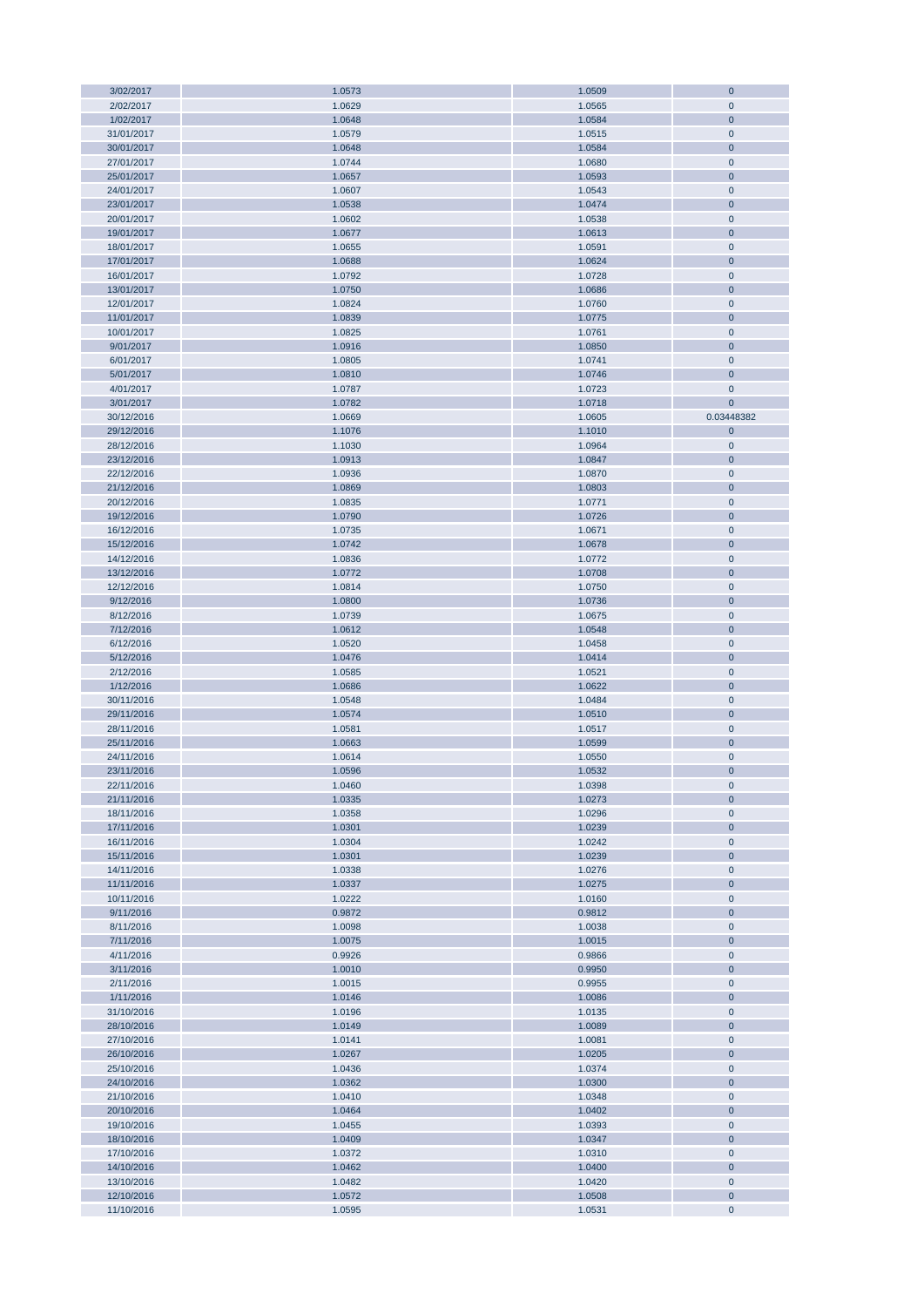| | | | |
|---|---|---|---|
| 3/02/2017 | 1.0573 | 1.0509 | 0 |
| 2/02/2017 | 1.0629 | 1.0565 | 0 |
| 1/02/2017 | 1.0648 | 1.0584 | 0 |
| 31/01/2017 | 1.0579 | 1.0515 | 0 |
| 30/01/2017 | 1.0648 | 1.0584 | 0 |
| 27/01/2017 | 1.0744 | 1.0680 | 0 |
| 25/01/2017 | 1.0657 | 1.0593 | 0 |
| 24/01/2017 | 1.0607 | 1.0543 | 0 |
| 23/01/2017 | 1.0538 | 1.0474 | 0 |
| 20/01/2017 | 1.0602 | 1.0538 | 0 |
| 19/01/2017 | 1.0677 | 1.0613 | 0 |
| 18/01/2017 | 1.0655 | 1.0591 | 0 |
| 17/01/2017 | 1.0688 | 1.0624 | 0 |
| 16/01/2017 | 1.0792 | 1.0728 | 0 |
| 13/01/2017 | 1.0750 | 1.0686 | 0 |
| 12/01/2017 | 1.0824 | 1.0760 | 0 |
| 11/01/2017 | 1.0839 | 1.0775 | 0 |
| 10/01/2017 | 1.0825 | 1.0761 | 0 |
| 9/01/2017 | 1.0916 | 1.0850 | 0 |
| 6/01/2017 | 1.0805 | 1.0741 | 0 |
| 5/01/2017 | 1.0810 | 1.0746 | 0 |
| 4/01/2017 | 1.0787 | 1.0723 | 0 |
| 3/01/2017 | 1.0782 | 1.0718 | 0 |
| 30/12/2016 | 1.0669 | 1.0605 | 0.03448382 |
| 29/12/2016 | 1.1076 | 1.1010 | 0 |
| 28/12/2016 | 1.1030 | 1.0964 | 0 |
| 23/12/2016 | 1.0913 | 1.0847 | 0 |
| 22/12/2016 | 1.0936 | 1.0870 | 0 |
| 21/12/2016 | 1.0869 | 1.0803 | 0 |
| 20/12/2016 | 1.0835 | 1.0771 | 0 |
| 19/12/2016 | 1.0790 | 1.0726 | 0 |
| 16/12/2016 | 1.0735 | 1.0671 | 0 |
| 15/12/2016 | 1.0742 | 1.0678 | 0 |
| 14/12/2016 | 1.0836 | 1.0772 | 0 |
| 13/12/2016 | 1.0772 | 1.0708 | 0 |
| 12/12/2016 | 1.0814 | 1.0750 | 0 |
| 9/12/2016 | 1.0800 | 1.0736 | 0 |
| 8/12/2016 | 1.0739 | 1.0675 | 0 |
| 7/12/2016 | 1.0612 | 1.0548 | 0 |
| 6/12/2016 | 1.0520 | 1.0458 | 0 |
| 5/12/2016 | 1.0476 | 1.0414 | 0 |
| 2/12/2016 | 1.0585 | 1.0521 | 0 |
| 1/12/2016 | 1.0686 | 1.0622 | 0 |
| 30/11/2016 | 1.0548 | 1.0484 | 0 |
| 29/11/2016 | 1.0574 | 1.0510 | 0 |
| 28/11/2016 | 1.0581 | 1.0517 | 0 |
| 25/11/2016 | 1.0663 | 1.0599 | 0 |
| 24/11/2016 | 1.0614 | 1.0550 | 0 |
| 23/11/2016 | 1.0596 | 1.0532 | 0 |
| 22/11/2016 | 1.0460 | 1.0398 | 0 |
| 21/11/2016 | 1.0335 | 1.0273 | 0 |
| 18/11/2016 | 1.0358 | 1.0296 | 0 |
| 17/11/2016 | 1.0301 | 1.0239 | 0 |
| 16/11/2016 | 1.0304 | 1.0242 | 0 |
| 15/11/2016 | 1.0301 | 1.0239 | 0 |
| 14/11/2016 | 1.0338 | 1.0276 | 0 |
| 11/11/2016 | 1.0337 | 1.0275 | 0 |
| 10/11/2016 | 1.0222 | 1.0160 | 0 |
| 9/11/2016 | 0.9872 | 0.9812 | 0 |
| 8/11/2016 | 1.0098 | 1.0038 | 0 |
| 7/11/2016 | 1.0075 | 1.0015 | 0 |
| 4/11/2016 | 0.9926 | 0.9866 | 0 |
| 3/11/2016 | 1.0010 | 0.9950 | 0 |
| 2/11/2016 | 1.0015 | 0.9955 | 0 |
| 1/11/2016 | 1.0146 | 1.0086 | 0 |
| 31/10/2016 | 1.0196 | 1.0135 | 0 |
| 28/10/2016 | 1.0149 | 1.0089 | 0 |
| 27/10/2016 | 1.0141 | 1.0081 | 0 |
| 26/10/2016 | 1.0267 | 1.0205 | 0 |
| 25/10/2016 | 1.0436 | 1.0374 | 0 |
| 24/10/2016 | 1.0362 | 1.0300 | 0 |
| 21/10/2016 | 1.0410 | 1.0348 | 0 |
| 20/10/2016 | 1.0464 | 1.0402 | 0 |
| 19/10/2016 | 1.0455 | 1.0393 | 0 |
| 18/10/2016 | 1.0409 | 1.0347 | 0 |
| 17/10/2016 | 1.0372 | 1.0310 | 0 |
| 14/10/2016 | 1.0462 | 1.0400 | 0 |
| 13/10/2016 | 1.0482 | 1.0420 | 0 |
| 12/10/2016 | 1.0572 | 1.0508 | 0 |
| 11/10/2016 | 1.0595 | 1.0531 | 0 |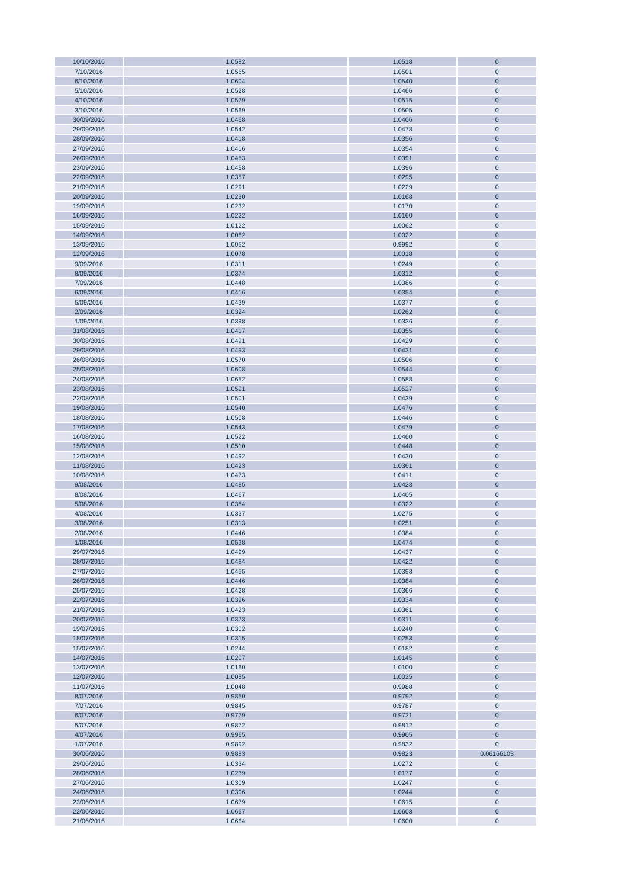| | | | |
|---|---|---|---|
| 10/10/2016 | 1.0582 | 1.0518 | 0 |
| 7/10/2016 | 1.0565 | 1.0501 | 0 |
| 6/10/2016 | 1.0604 | 1.0540 | 0 |
| 5/10/2016 | 1.0528 | 1.0466 | 0 |
| 4/10/2016 | 1.0579 | 1.0515 | 0 |
| 3/10/2016 | 1.0569 | 1.0505 | 0 |
| 30/09/2016 | 1.0468 | 1.0406 | 0 |
| 29/09/2016 | 1.0542 | 1.0478 | 0 |
| 28/09/2016 | 1.0418 | 1.0356 | 0 |
| 27/09/2016 | 1.0416 | 1.0354 | 0 |
| 26/09/2016 | 1.0453 | 1.0391 | 0 |
| 23/09/2016 | 1.0458 | 1.0396 | 0 |
| 22/09/2016 | 1.0357 | 1.0295 | 0 |
| 21/09/2016 | 1.0291 | 1.0229 | 0 |
| 20/09/2016 | 1.0230 | 1.0168 | 0 |
| 19/09/2016 | 1.0232 | 1.0170 | 0 |
| 16/09/2016 | 1.0222 | 1.0160 | 0 |
| 15/09/2016 | 1.0122 | 1.0062 | 0 |
| 14/09/2016 | 1.0082 | 1.0022 | 0 |
| 13/09/2016 | 1.0052 | 0.9992 | 0 |
| 12/09/2016 | 1.0078 | 1.0018 | 0 |
| 9/09/2016 | 1.0311 | 1.0249 | 0 |
| 8/09/2016 | 1.0374 | 1.0312 | 0 |
| 7/09/2016 | 1.0448 | 1.0386 | 0 |
| 6/09/2016 | 1.0416 | 1.0354 | 0 |
| 5/09/2016 | 1.0439 | 1.0377 | 0 |
| 2/09/2016 | 1.0324 | 1.0262 | 0 |
| 1/09/2016 | 1.0398 | 1.0336 | 0 |
| 31/08/2016 | 1.0417 | 1.0355 | 0 |
| 30/08/2016 | 1.0491 | 1.0429 | 0 |
| 29/08/2016 | 1.0493 | 1.0431 | 0 |
| 26/08/2016 | 1.0570 | 1.0506 | 0 |
| 25/08/2016 | 1.0608 | 1.0544 | 0 |
| 24/08/2016 | 1.0652 | 1.0588 | 0 |
| 23/08/2016 | 1.0591 | 1.0527 | 0 |
| 22/08/2016 | 1.0501 | 1.0439 | 0 |
| 19/08/2016 | 1.0540 | 1.0476 | 0 |
| 18/08/2016 | 1.0508 | 1.0446 | 0 |
| 17/08/2016 | 1.0543 | 1.0479 | 0 |
| 16/08/2016 | 1.0522 | 1.0460 | 0 |
| 15/08/2016 | 1.0510 | 1.0448 | 0 |
| 12/08/2016 | 1.0492 | 1.0430 | 0 |
| 11/08/2016 | 1.0423 | 1.0361 | 0 |
| 10/08/2016 | 1.0473 | 1.0411 | 0 |
| 9/08/2016 | 1.0485 | 1.0423 | 0 |
| 8/08/2016 | 1.0467 | 1.0405 | 0 |
| 5/08/2016 | 1.0384 | 1.0322 | 0 |
| 4/08/2016 | 1.0337 | 1.0275 | 0 |
| 3/08/2016 | 1.0313 | 1.0251 | 0 |
| 2/08/2016 | 1.0446 | 1.0384 | 0 |
| 1/08/2016 | 1.0538 | 1.0474 | 0 |
| 29/07/2016 | 1.0499 | 1.0437 | 0 |
| 28/07/2016 | 1.0484 | 1.0422 | 0 |
| 27/07/2016 | 1.0455 | 1.0393 | 0 |
| 26/07/2016 | 1.0446 | 1.0384 | 0 |
| 25/07/2016 | 1.0428 | 1.0366 | 0 |
| 22/07/2016 | 1.0396 | 1.0334 | 0 |
| 21/07/2016 | 1.0423 | 1.0361 | 0 |
| 20/07/2016 | 1.0373 | 1.0311 | 0 |
| 19/07/2016 | 1.0302 | 1.0240 | 0 |
| 18/07/2016 | 1.0315 | 1.0253 | 0 |
| 15/07/2016 | 1.0244 | 1.0182 | 0 |
| 14/07/2016 | 1.0207 | 1.0145 | 0 |
| 13/07/2016 | 1.0160 | 1.0100 | 0 |
| 12/07/2016 | 1.0085 | 1.0025 | 0 |
| 11/07/2016 | 1.0048 | 0.9988 | 0 |
| 8/07/2016 | 0.9850 | 0.9792 | 0 |
| 7/07/2016 | 0.9845 | 0.9787 | 0 |
| 6/07/2016 | 0.9779 | 0.9721 | 0 |
| 5/07/2016 | 0.9872 | 0.9812 | 0 |
| 4/07/2016 | 0.9965 | 0.9905 | 0 |
| 1/07/2016 | 0.9892 | 0.9832 | 0 |
| 30/06/2016 | 0.9883 | 0.9823 | 0.06166103 |
| 29/06/2016 | 1.0334 | 1.0272 | 0 |
| 28/06/2016 | 1.0239 | 1.0177 | 0 |
| 27/06/2016 | 1.0309 | 1.0247 | 0 |
| 24/06/2016 | 1.0306 | 1.0244 | 0 |
| 23/06/2016 | 1.0679 | 1.0615 | 0 |
| 22/06/2016 | 1.0667 | 1.0603 | 0 |
| 21/06/2016 | 1.0664 | 1.0600 | 0 |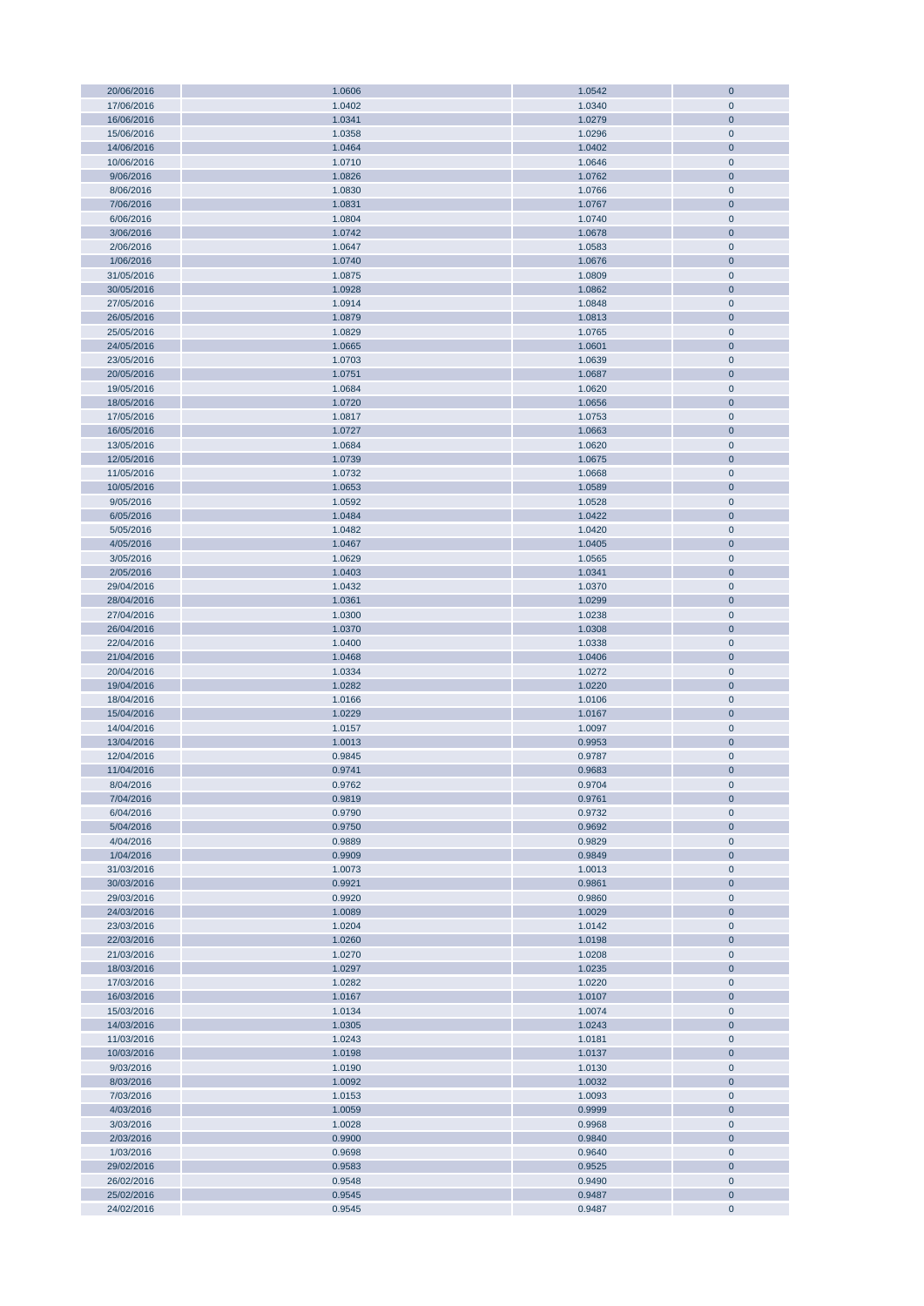| 20/06/2016 | 1.0606 | 1.0542 | 0 |
|---|---|---|---|
| 17/06/2016 | 1.0402 | 1.0340 | 0 |
| 16/06/2016 | 1.0341 | 1.0279 | 0 |
| 15/06/2016 | 1.0358 | 1.0296 | 0 |
| 14/06/2016 | 1.0464 | 1.0402 | 0 |
| 10/06/2016 | 1.0710 | 1.0646 | 0 |
| 9/06/2016 | 1.0826 | 1.0762 | 0 |
| 8/06/2016 | 1.0830 | 1.0766 | 0 |
| 7/06/2016 | 1.0831 | 1.0767 | 0 |
| 6/06/2016 | 1.0804 | 1.0740 | 0 |
| 3/06/2016 | 1.0742 | 1.0678 | 0 |
| 2/06/2016 | 1.0647 | 1.0583 | 0 |
| 1/06/2016 | 1.0740 | 1.0676 | 0 |
| 31/05/2016 | 1.0875 | 1.0809 | 0 |
| 30/05/2016 | 1.0928 | 1.0862 | 0 |
| 27/05/2016 | 1.0914 | 1.0848 | 0 |
| 26/05/2016 | 1.0879 | 1.0813 | 0 |
| 25/05/2016 | 1.0829 | 1.0765 | 0 |
| 24/05/2016 | 1.0665 | 1.0601 | 0 |
| 23/05/2016 | 1.0703 | 1.0639 | 0 |
| 20/05/2016 | 1.0751 | 1.0687 | 0 |
| 19/05/2016 | 1.0684 | 1.0620 | 0 |
| 18/05/2016 | 1.0720 | 1.0656 | 0 |
| 17/05/2016 | 1.0817 | 1.0753 | 0 |
| 16/05/2016 | 1.0727 | 1.0663 | 0 |
| 13/05/2016 | 1.0684 | 1.0620 | 0 |
| 12/05/2016 | 1.0739 | 1.0675 | 0 |
| 11/05/2016 | 1.0732 | 1.0668 | 0 |
| 10/05/2016 | 1.0653 | 1.0589 | 0 |
| 9/05/2016 | 1.0592 | 1.0528 | 0 |
| 6/05/2016 | 1.0484 | 1.0422 | 0 |
| 5/05/2016 | 1.0482 | 1.0420 | 0 |
| 4/05/2016 | 1.0467 | 1.0405 | 0 |
| 3/05/2016 | 1.0629 | 1.0565 | 0 |
| 2/05/2016 | 1.0403 | 1.0341 | 0 |
| 29/04/2016 | 1.0432 | 1.0370 | 0 |
| 28/04/2016 | 1.0361 | 1.0299 | 0 |
| 27/04/2016 | 1.0300 | 1.0238 | 0 |
| 26/04/2016 | 1.0370 | 1.0308 | 0 |
| 22/04/2016 | 1.0400 | 1.0338 | 0 |
| 21/04/2016 | 1.0468 | 1.0406 | 0 |
| 20/04/2016 | 1.0334 | 1.0272 | 0 |
| 19/04/2016 | 1.0282 | 1.0220 | 0 |
| 18/04/2016 | 1.0166 | 1.0106 | 0 |
| 15/04/2016 | 1.0229 | 1.0167 | 0 |
| 14/04/2016 | 1.0157 | 1.0097 | 0 |
| 13/04/2016 | 1.0013 | 0.9953 | 0 |
| 12/04/2016 | 0.9845 | 0.9787 | 0 |
| 11/04/2016 | 0.9741 | 0.9683 | 0 |
| 8/04/2016 | 0.9762 | 0.9704 | 0 |
| 7/04/2016 | 0.9819 | 0.9761 | 0 |
| 6/04/2016 | 0.9790 | 0.9732 | 0 |
| 5/04/2016 | 0.9750 | 0.9692 | 0 |
| 4/04/2016 | 0.9889 | 0.9829 | 0 |
| 1/04/2016 | 0.9909 | 0.9849 | 0 |
| 31/03/2016 | 1.0073 | 1.0013 | 0 |
| 30/03/2016 | 0.9921 | 0.9861 | 0 |
| 29/03/2016 | 0.9920 | 0.9860 | 0 |
| 24/03/2016 | 1.0089 | 1.0029 | 0 |
| 23/03/2016 | 1.0204 | 1.0142 | 0 |
| 22/03/2016 | 1.0260 | 1.0198 | 0 |
| 21/03/2016 | 1.0270 | 1.0208 | 0 |
| 18/03/2016 | 1.0297 | 1.0235 | 0 |
| 17/03/2016 | 1.0282 | 1.0220 | 0 |
| 16/03/2016 | 1.0167 | 1.0107 | 0 |
| 15/03/2016 | 1.0134 | 1.0074 | 0 |
| 14/03/2016 | 1.0305 | 1.0243 | 0 |
| 11/03/2016 | 1.0243 | 1.0181 | 0 |
| 10/03/2016 | 1.0198 | 1.0137 | 0 |
| 9/03/2016 | 1.0190 | 1.0130 | 0 |
| 8/03/2016 | 1.0092 | 1.0032 | 0 |
| 7/03/2016 | 1.0153 | 1.0093 | 0 |
| 4/03/2016 | 1.0059 | 0.9999 | 0 |
| 3/03/2016 | 1.0028 | 0.9968 | 0 |
| 2/03/2016 | 0.9900 | 0.9840 | 0 |
| 1/03/2016 | 0.9698 | 0.9640 | 0 |
| 29/02/2016 | 0.9583 | 0.9525 | 0 |
| 26/02/2016 | 0.9548 | 0.9490 | 0 |
| 25/02/2016 | 0.9545 | 0.9487 | 0 |
| 24/02/2016 | 0.9545 | 0.9487 | 0 |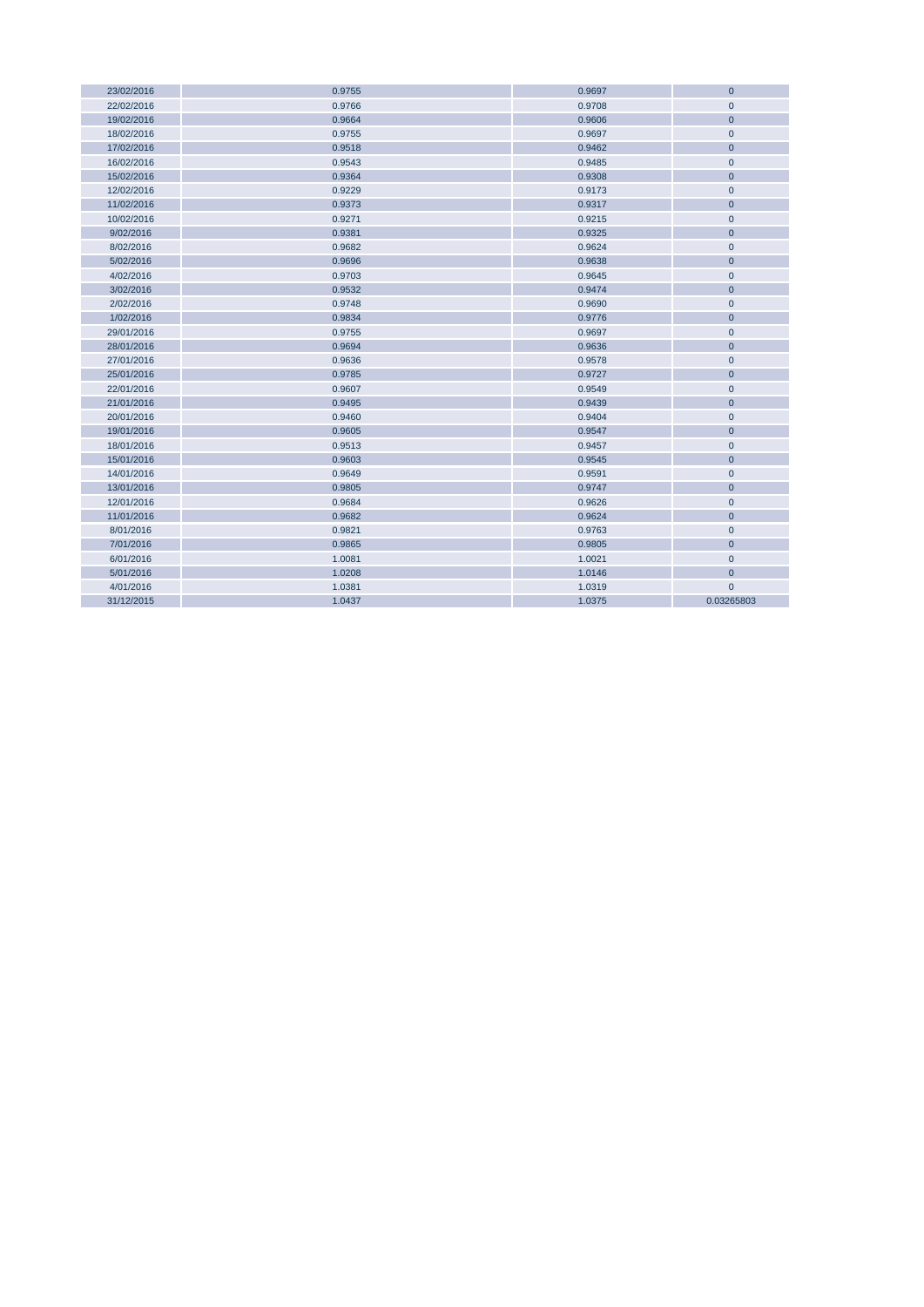| | | | |
|---|---|---|---|
| 23/02/2016 | 0.9755 | 0.9697 | 0 |
| 22/02/2016 | 0.9766 | 0.9708 | 0 |
| 19/02/2016 | 0.9664 | 0.9606 | 0 |
| 18/02/2016 | 0.9755 | 0.9697 | 0 |
| 17/02/2016 | 0.9518 | 0.9462 | 0 |
| 16/02/2016 | 0.9543 | 0.9485 | 0 |
| 15/02/2016 | 0.9364 | 0.9308 | 0 |
| 12/02/2016 | 0.9229 | 0.9173 | 0 |
| 11/02/2016 | 0.9373 | 0.9317 | 0 |
| 10/02/2016 | 0.9271 | 0.9215 | 0 |
| 9/02/2016 | 0.9381 | 0.9325 | 0 |
| 8/02/2016 | 0.9682 | 0.9624 | 0 |
| 5/02/2016 | 0.9696 | 0.9638 | 0 |
| 4/02/2016 | 0.9703 | 0.9645 | 0 |
| 3/02/2016 | 0.9532 | 0.9474 | 0 |
| 2/02/2016 | 0.9748 | 0.9690 | 0 |
| 1/02/2016 | 0.9834 | 0.9776 | 0 |
| 29/01/2016 | 0.9755 | 0.9697 | 0 |
| 28/01/2016 | 0.9694 | 0.9636 | 0 |
| 27/01/2016 | 0.9636 | 0.9578 | 0 |
| 25/01/2016 | 0.9785 | 0.9727 | 0 |
| 22/01/2016 | 0.9607 | 0.9549 | 0 |
| 21/01/2016 | 0.9495 | 0.9439 | 0 |
| 20/01/2016 | 0.9460 | 0.9404 | 0 |
| 19/01/2016 | 0.9605 | 0.9547 | 0 |
| 18/01/2016 | 0.9513 | 0.9457 | 0 |
| 15/01/2016 | 0.9603 | 0.9545 | 0 |
| 14/01/2016 | 0.9649 | 0.9591 | 0 |
| 13/01/2016 | 0.9805 | 0.9747 | 0 |
| 12/01/2016 | 0.9684 | 0.9626 | 0 |
| 11/01/2016 | 0.9682 | 0.9624 | 0 |
| 8/01/2016 | 0.9821 | 0.9763 | 0 |
| 7/01/2016 | 0.9865 | 0.9805 | 0 |
| 6/01/2016 | 1.0081 | 1.0021 | 0 |
| 5/01/2016 | 1.0208 | 1.0146 | 0 |
| 4/01/2016 | 1.0381 | 1.0319 | 0 |
| 31/12/2015 | 1.0437 | 1.0375 | 0.03265803 |